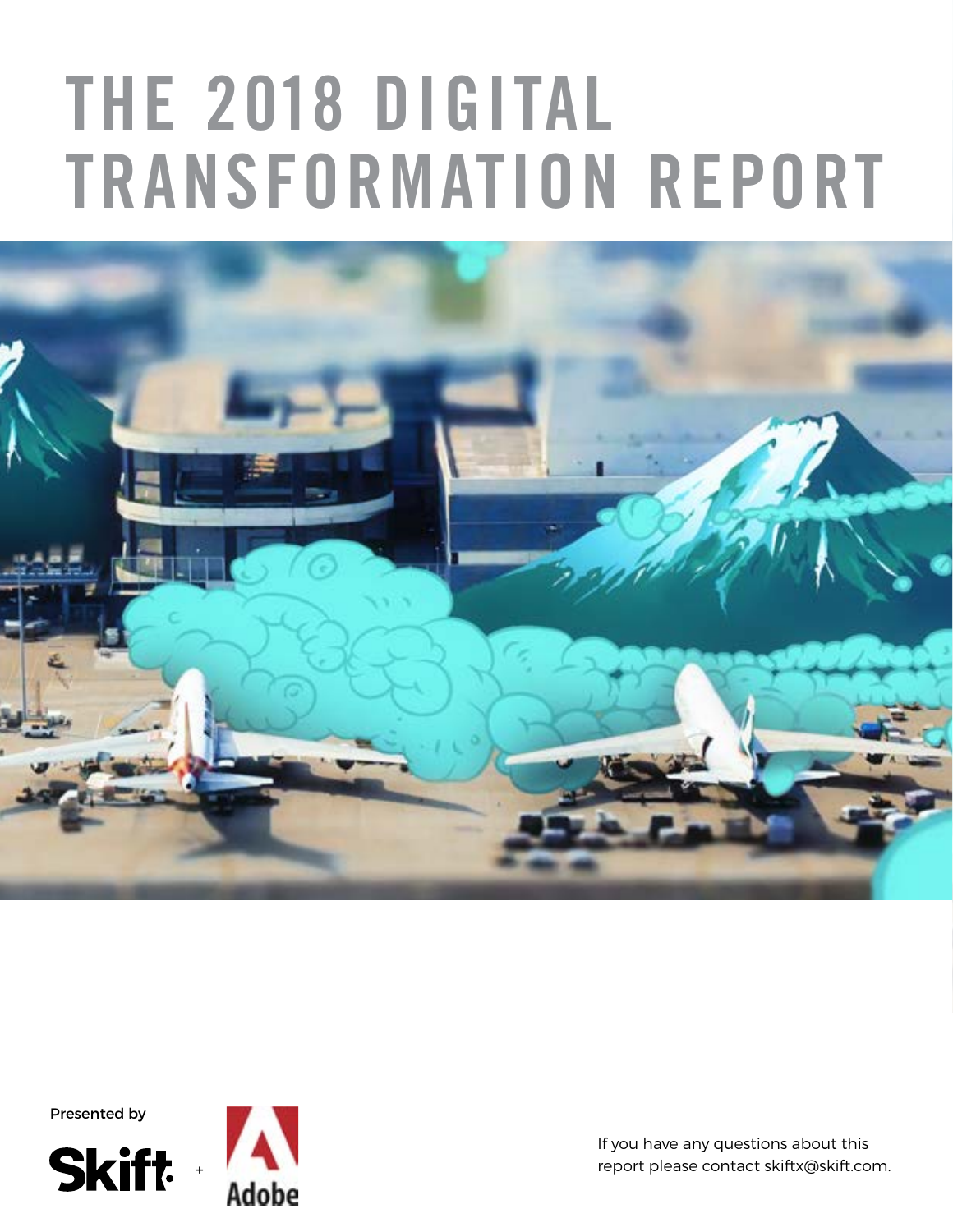# THE 2018 DIGITAL TRANSFORMATION REPORT

Presented by

Skift + Adobe

If you have any questions about this report please contact skiftx@skift.com.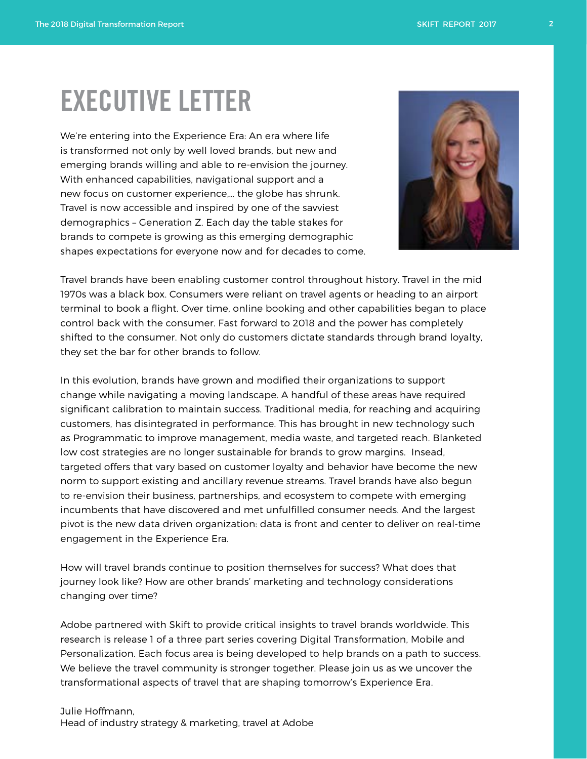# EXECUTIVE LETTER

We're entering into the Experience Era: An era where life is transformed not only by well loved brands, but new and emerging brands willing and able to re-envision the journey. With enhanced capabilities, navigational support and a new focus on customer experience,… the globe has shrunk. Travel is now accessible and inspired by one of the savviest demographics – Generation Z. Each day the table stakes for brands to compete is growing as this emerging demographic shapes expectations for everyone now and for decades to come.

Travel brands have been enabling customer control throughout history. Travel in the mid 1970s was a black box. Consumers were reliant on travel agents or heading to an airport terminal to book a flight. Over time, online booking and other capabilities began to place control back with the consumer. Fast forward to 2018 and the power has completely shifted to the consumer. Not only do customers dictate standards through brand loyalty, they set the bar for other brands to follow.

In this evolution, brands have grown and modified their organizations to support change while navigating a moving landscape. A handful of these areas have required significant calibration to maintain success. Traditional media, for reaching and acquiring customers, has disintegrated in performance. This has brought in new technology such as Programmatic to improve management, media waste, and targeted reach. Blanketed low cost strategies are no longer sustainable for brands to grow margins.  Insead, targeted offers that vary based on customer loyalty and behavior have become the new norm to support existing and ancillary revenue streams. Travel brands have also begun to re-envision their business, partnerships, and ecosystem to compete with emerging incumbents that have discovered and met unfulfilled consumer needs. And the largest pivot is the new data driven organization: data is front and center to deliver on real-time engagement in the Experience Era.

How will travel brands continue to position themselves for success? What does that journey look like? How are other brands' marketing and technology considerations changing over time?

Adobe partnered with Skift to provide critical insights to travel brands worldwide. This research is release 1 of a three part series covering Digital Transformation, Mobile and Personalization. Each focus area is being developed to help brands on a path to success. We believe the travel community is stronger together. Please join us as we uncover the transformational aspects of travel that are shaping tomorrow's Experience Era.

Julie Hoffmann,
Head of industry strategy & marketing, travel at Adobe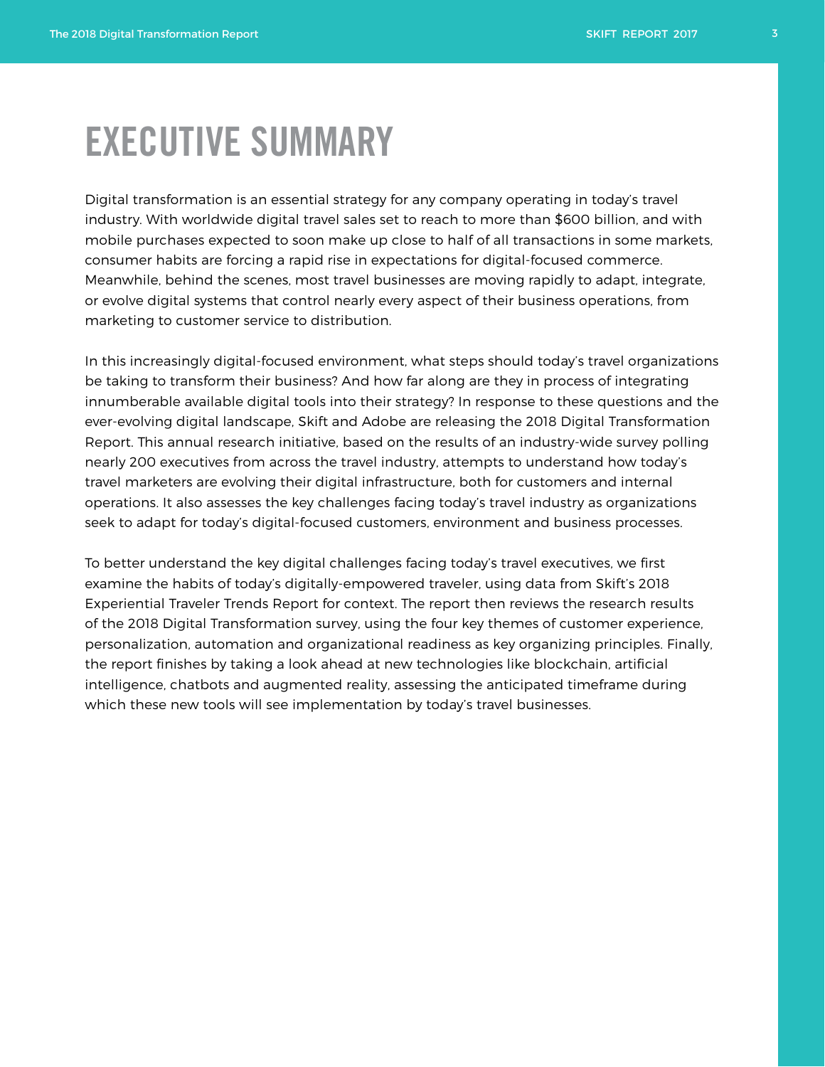# EXECUTIVE SUMMARY

Digital transformation is an essential strategy for any company operating in today's travel industry. With worldwide digital travel sales set to reach to more than $600 billion, and with mobile purchases expected to soon make up close to half of all transactions in some markets, consumer habits are forcing a rapid rise in expectations for digital-focused commerce. Meanwhile, behind the scenes, most travel businesses are moving rapidly to adapt, integrate, or evolve digital systems that control nearly every aspect of their business operations, from marketing to customer service to distribution.

In this increasingly digital-focused environment, what steps should today's travel organizations be taking to transform their business? And how far along are they in process of integrating innumberable available digital tools into their strategy? In response to these questions and the ever-evolving digital landscape, Skift and Adobe are releasing the 2018 Digital Transformation Report. This annual research initiative, based on the results of an industry-wide survey polling nearly 200 executives from across the travel industry, attempts to understand how today's travel marketers are evolving their digital infrastructure, both for customers and internal operations. It also assesses the key challenges facing today's travel industry as organizations seek to adapt for today's digital-focused customers, environment and business processes.

To better understand the key digital challenges facing today's travel executives, we first examine the habits of today's digitally-empowered traveler, using data from Skift's 2018 Experiential Traveler Trends Report for context. The report then reviews the research results of the 2018 Digital Transformation survey, using the four key themes of customer experience, personalization, automation and organizational readiness as key organizing principles. Finally, the report finishes by taking a look ahead at new technologies like blockchain, artificial intelligence, chatbots and augmented reality, assessing the anticipated timeframe during which these new tools will see implementation by today's travel businesses.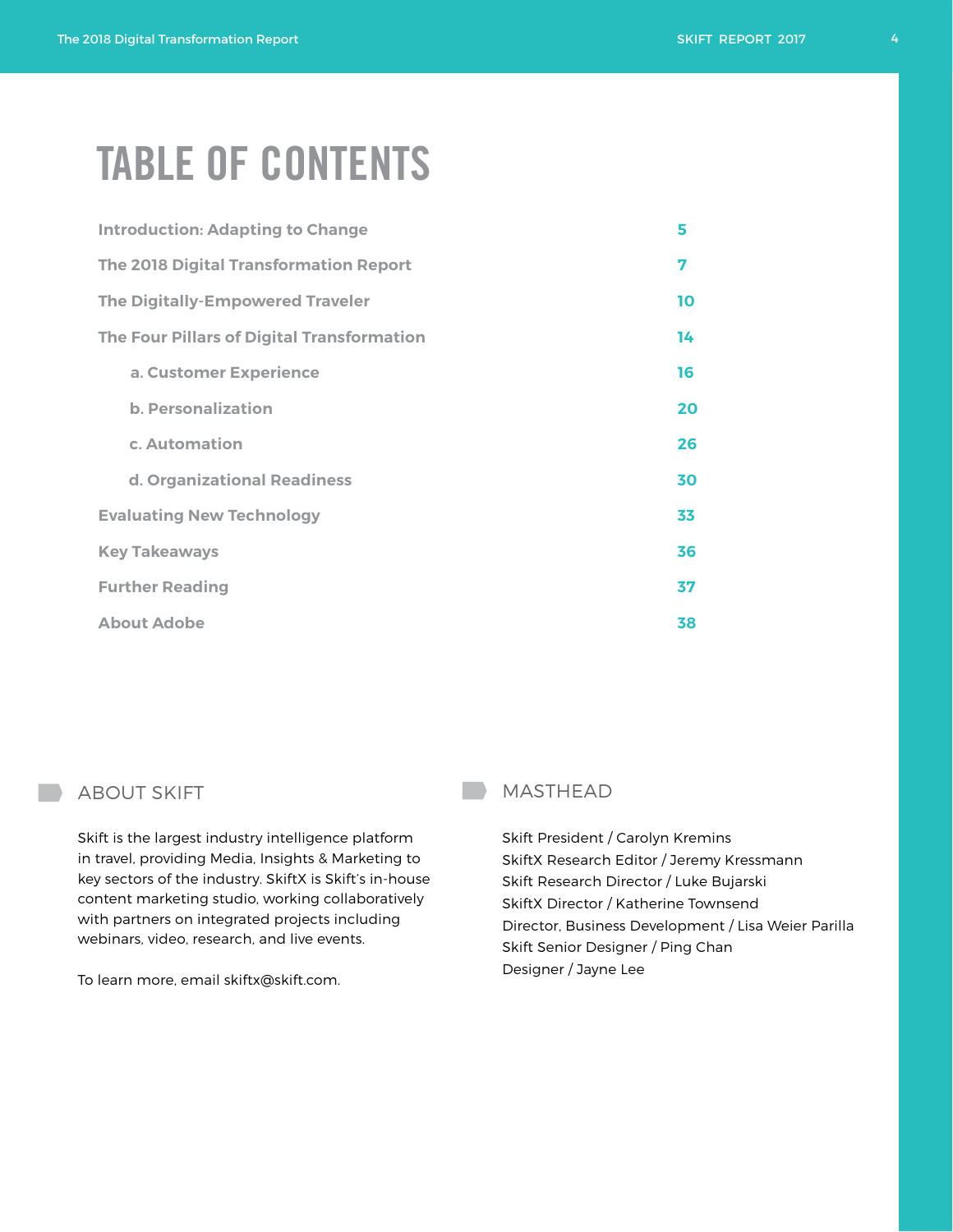# TABLE OF CONTENTS

| | |
|---|---|
| **Introduction: Adapting to Change** | **5** |
| **The 2018 Digital Transformation Report** | **7** |
| **The Digitally-Empowered Traveler** | **10** |
| **The Four Pillars of Digital Transformation** | **14** |
| &nbsp;&nbsp;&nbsp;&nbsp;**a. Customer Experience** | **16** |
| &nbsp;&nbsp;&nbsp;&nbsp;**b. Personalization** | **20** |
| &nbsp;&nbsp;&nbsp;&nbsp;**c. Automation** | **26** |
| &nbsp;&nbsp;&nbsp;&nbsp;**d. Organizational Readiness** | **30** |
| **Evaluating New Technology** | **33** |
| **Key Takeaways** | **36** |
| **Further Reading** | **37** |
| **About Adobe** | **38** |

## ABOUT SKIFT

Skift is the largest industry intelligence platform in travel, providing Media, Insights & Marketing to key sectors of the industry. SkiftX is Skift's in-house content marketing studio, working collaboratively with partners on integrated projects including webinars, video, research, and live events.

To learn more, email skiftx@skift.com.

## MASTHEAD

Skift President / Carolyn Kremins
SkiftX Research Editor / Jeremy Kressmann
Skift Research Director / Luke Bujarski
SkiftX Director / Katherine Townsend
Director, Business Development / Lisa Weier Parilla
Skift Senior Designer / Ping Chan
Designer / Jayne Lee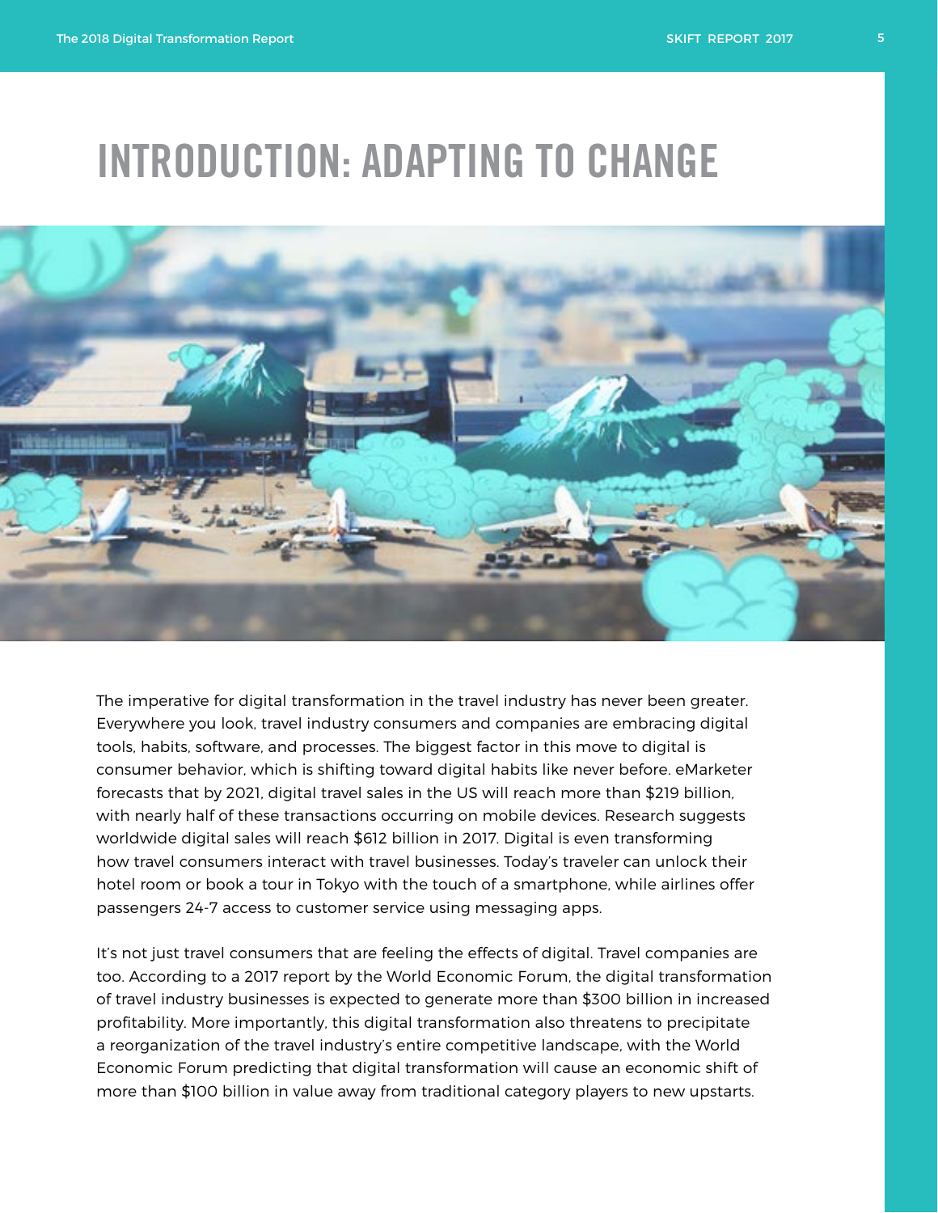# INTRODUCTION: ADAPTING TO CHANGE

The imperative for digital transformation in the travel industry has never been greater. Everywhere you look, travel industry consumers and companies are embracing digital tools, habits, software, and processes. The biggest factor in this move to digital is consumer behavior, which is shifting toward digital habits like never before. eMarketer forecasts that by 2021, digital travel sales in the US will reach more than $219 billion, with nearly half of these transactions occurring on mobile devices. Research suggests worldwide digital sales will reach $612 billion in 2017. Digital is even transforming how travel consumers interact with travel businesses. Today's traveler can unlock their hotel room or book a tour in Tokyo with the touch of a smartphone, while airlines offer passengers 24-7 access to customer service using messaging apps.

It's not just travel consumers that are feeling the effects of digital. Travel companies are too. According to a 2017 report by the World Economic Forum, the digital transformation of travel industry businesses is expected to generate more than $300 billion in increased profitability. More importantly, this digital transformation also threatens to precipitate a reorganization of the travel industry's entire competitive landscape, with the World Economic Forum predicting that digital transformation will cause an economic shift of more than $100 billion in value away from traditional category players to new upstarts.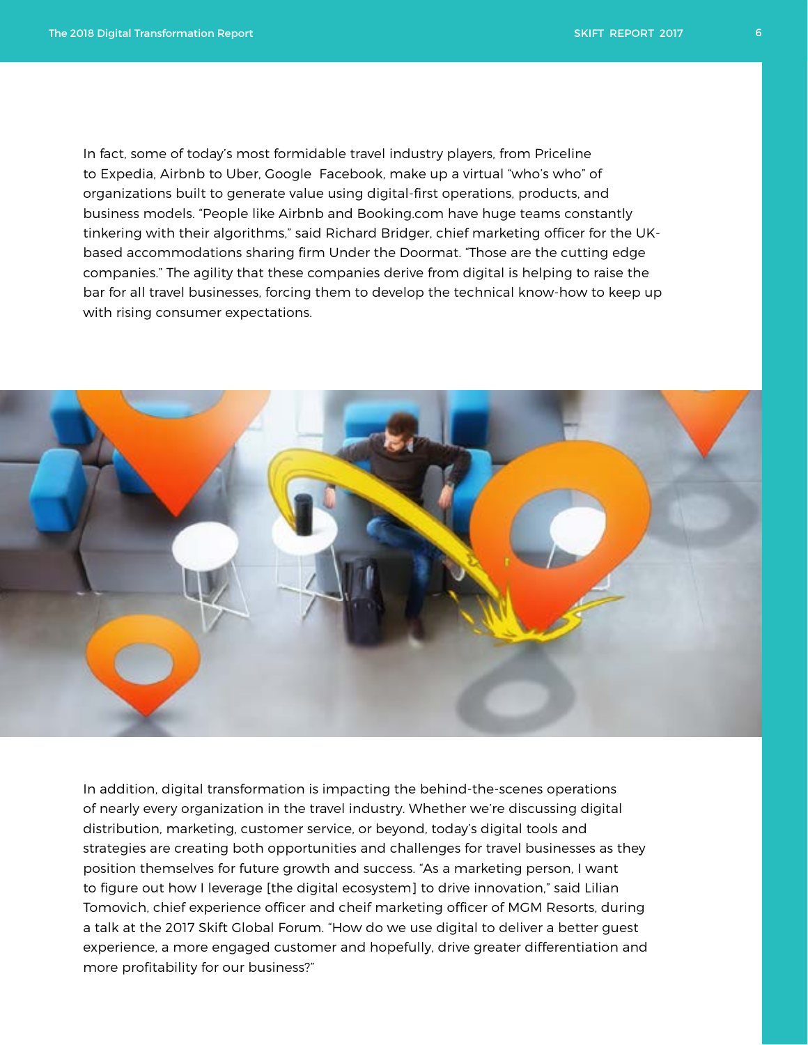In fact, some of today's most formidable travel industry players, from Priceline to Expedia, Airbnb to Uber, Google  Facebook, make up a virtual "who's who" of organizations built to generate value using digital-first operations, products, and business models. "People like Airbnb and Booking.com have huge teams constantly tinkering with their algorithms," said Richard Bridger, chief marketing officer for the UK-based accommodations sharing firm Under the Doormat. "Those are the cutting edge companies." The agility that these companies derive from digital is helping to raise the bar for all travel businesses, forcing them to develop the technical know-how to keep up with rising consumer expectations.

In addition, digital transformation is impacting the behind-the-scenes operations of nearly every organization in the travel industry. Whether we're discussing digital distribution, marketing, customer service, or beyond, today's digital tools and strategies are creating both opportunities and challenges for travel businesses as they position themselves for future growth and success. "As a marketing person, I want to figure out how I leverage [the digital ecosystem] to drive innovation," said Lilian Tomovich, chief experience officer and cheif marketing officer of MGM Resorts, during a talk at the 2017 Skift Global Forum. "How do we use digital to deliver a better guest experience, a more engaged customer and hopefully, drive greater differentiation and more profitability for our business?"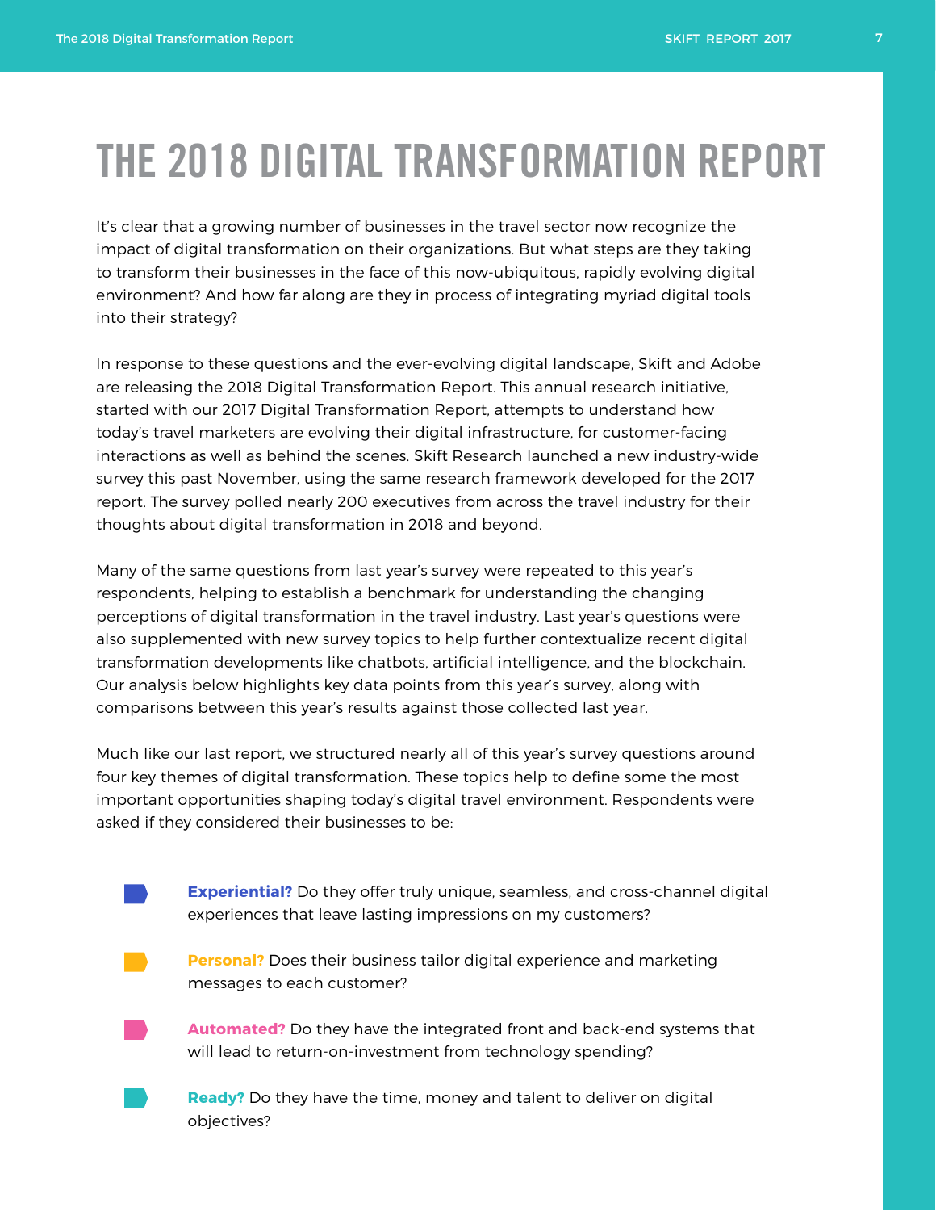# THE 2018 DIGITAL TRANSFORMATION REPORT

It's clear that a growing number of businesses in the travel sector now recognize the impact of digital transformation on their organizations. But what steps are they taking to transform their businesses in the face of this now-ubiquitous, rapidly evolving digital environment? And how far along are they in process of integrating myriad digital tools into their strategy?

In response to these questions and the ever-evolving digital landscape, Skift and Adobe are releasing the 2018 Digital Transformation Report. This annual research initiative, started with our 2017 Digital Transformation Report, attempts to understand how today's travel marketers are evolving their digital infrastructure, for customer-facing interactions as well as behind the scenes. Skift Research launched a new industry-wide survey this past November, using the same research framework developed for the 2017 report. The survey polled nearly 200 executives from across the travel industry for their thoughts about digital transformation in 2018 and beyond.

Many of the same questions from last year's survey were repeated to this year's respondents, helping to establish a benchmark for understanding the changing perceptions of digital transformation in the travel industry. Last year's questions were also supplemented with new survey topics to help further contextualize recent digital transformation developments like chatbots, artificial intelligence, and the blockchain. Our analysis below highlights key data points from this year's survey, along with comparisons between this year's results against those collected last year.

Much like our last report, we structured nearly all of this year's survey questions around four key themes of digital transformation. These topics help to define some the most important opportunities shaping today's digital travel environment. Respondents were asked if they considered their businesses to be:

- **Experiential?** Do they offer truly unique, seamless, and cross-channel digital experiences that leave lasting impressions on my customers?
- **Personal?** Does their business tailor digital experience and marketing messages to each customer?
- **Automated?** Do they have the integrated front and back-end systems that will lead to return-on-investment from technology spending?
- **Ready?** Do they have the time, money and talent to deliver on digital objectives?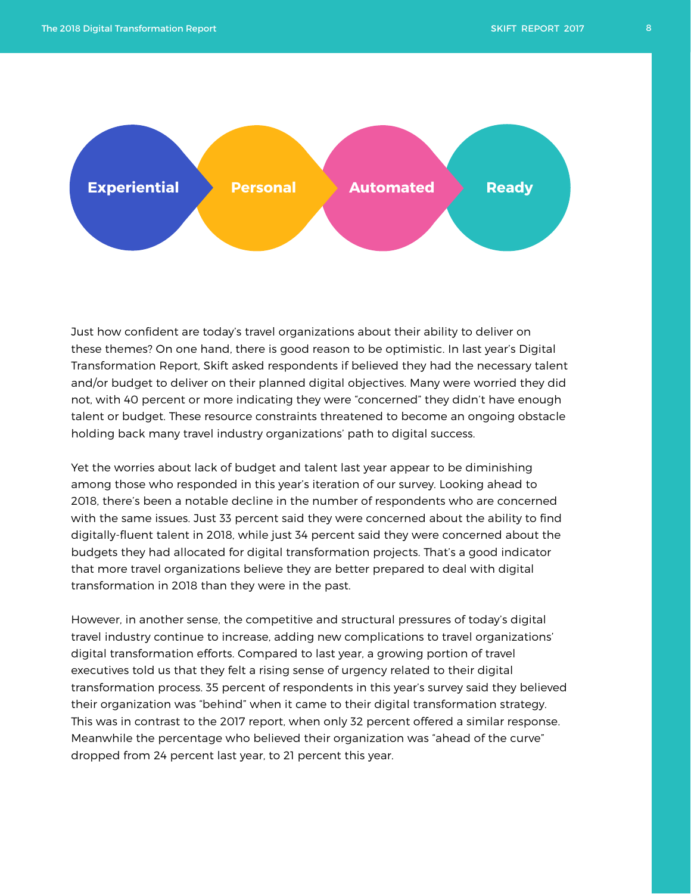Experiential

Personal

Automated

Ready

Just how confident are today's travel organizations about their ability to deliver on these themes? On one hand, there is good reason to be optimistic. In last year's Digital Transformation Report, Skift asked respondents if believed they had the necessary talent and/or budget to deliver on their planned digital objectives. Many were worried they did not, with 40 percent or more indicating they were "concerned" they didn't have enough talent or budget. These resource constraints threatened to become an ongoing obstacle holding back many travel industry organizations' path to digital success.

Yet the worries about lack of budget and talent last year appear to be diminishing among those who responded in this year's iteration of our survey. Looking ahead to 2018, there's been a notable decline in the number of respondents who are concerned with the same issues. Just 33 percent said they were concerned about the ability to find digitally-fluent talent in 2018, while just 34 percent said they were concerned about the budgets they had allocated for digital transformation projects. That's a good indicator that more travel organizations believe they are better prepared to deal with digital transformation in 2018 than they were in the past.

However, in another sense, the competitive and structural pressures of today's digital travel industry continue to increase, adding new complications to travel organizations' digital transformation efforts. Compared to last year, a growing portion of travel executives told us that they felt a rising sense of urgency related to their digital transformation process. 35 percent of respondents in this year's survey said they believed their organization was "behind" when it came to their digital transformation strategy. This was in contrast to the 2017 report, when only 32 percent offered a similar response. Meanwhile the percentage who believed their organization was "ahead of the curve" dropped from 24 percent last year, to 21 percent this year.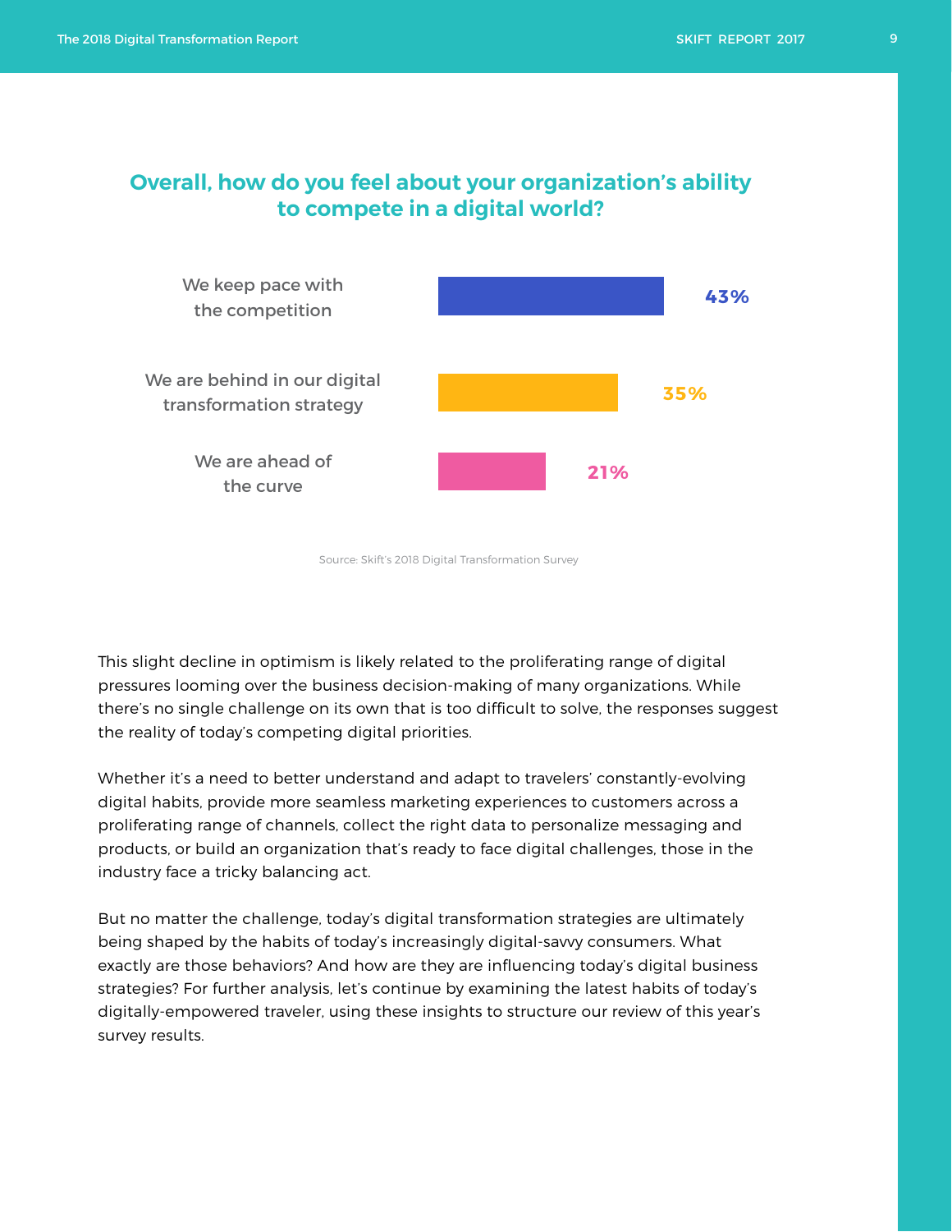## Overall, how do you feel about your organization's ability to compete in a digital world?

We keep pace with the competition
43%

We are behind in our digital transformation strategy
35%

We are ahead of the curve
21%

Source: Skift's 2018 Digital Transformation Survey

This slight decline in optimism is likely related to the proliferating range of digital pressures looming over the business decision-making of many organizations. While there's no single challenge on its own that is too difficult to solve, the responses suggest the reality of today's competing digital priorities.

Whether it's a need to better understand and adapt to travelers' constantly-evolving digital habits, provide more seamless marketing experiences to customers across a proliferating range of channels, collect the right data to personalize messaging and products, or build an organization that's ready to face digital challenges, those in the industry face a tricky balancing act.

But no matter the challenge, today's digital transformation strategies are ultimately being shaped by the habits of today's increasingly digital-savvy consumers. What exactly are those behaviors? And how are they are influencing today's digital business strategies? For further analysis, let's continue by examining the latest habits of today's digitally-empowered traveler, using these insights to structure our review of this year's survey results.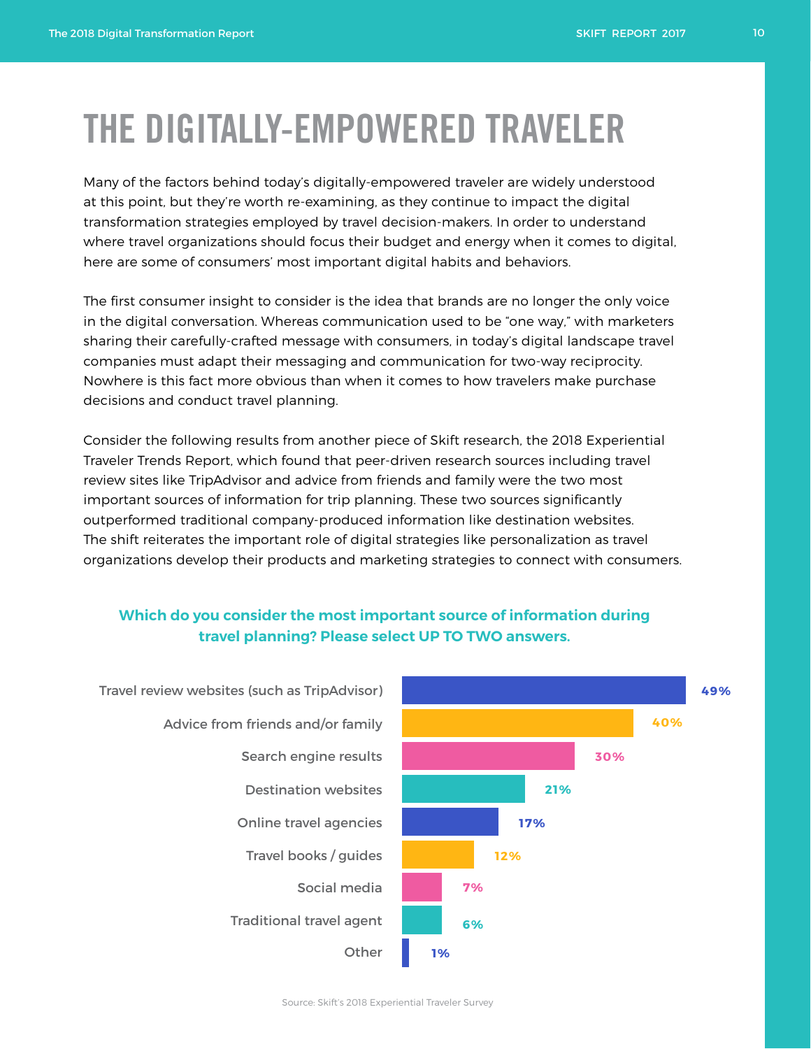# THE DIGITALLY-EMPOWERED TRAVELER

Many of the factors behind today's digitally-empowered traveler are widely understood at this point, but they're worth re-examining, as they continue to impact the digital transformation strategies employed by travel decision-makers. In order to understand where travel organizations should focus their budget and energy when it comes to digital, here are some of consumers' most important digital habits and behaviors.

The first consumer insight to consider is the idea that brands are no longer the only voice in the digital conversation. Whereas communication used to be "one way," with marketers sharing their carefully-crafted message with consumers, in today's digital landscape travel companies must adapt their messaging and communication for two-way reciprocity. Nowhere is this fact more obvious than when it comes to how travelers make purchase decisions and conduct travel planning.

Consider the following results from another piece of Skift research, the 2018 Experiential Traveler Trends Report, which found that peer-driven research sources including travel review sites like TripAdvisor and advice from friends and family were the two most important sources of information for trip planning. These two sources significantly outperformed traditional company-produced information like destination websites. The shift reiterates the important role of digital strategies like personalization as travel organizations develop their products and marketing strategies to connect with consumers.

**Which do you consider the most important source of information during travel planning? Please select UP TO TWO answers.**

Travel review websites (such as TripAdvisor) 49%
Advice from friends and/or family 40%
Search engine results 30%
Destination websites 21%
Online travel agencies 17%
Travel books / guides 12%
Social media 7%
Traditional travel agent 6%
Other 1%

Source: Skift's 2018 Experiential Traveler Survey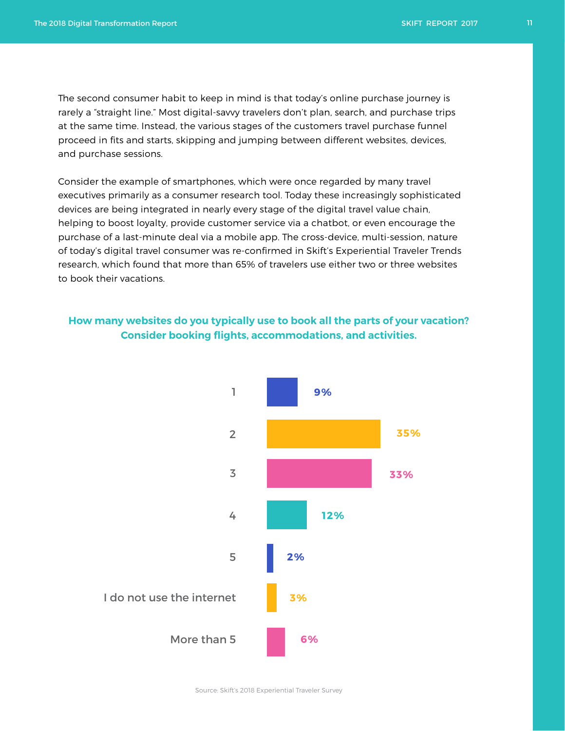The second consumer habit to keep in mind is that today's online purchase journey is rarely a "straight line." Most digital-savvy travelers don't plan, search, and purchase trips at the same time. Instead, the various stages of the customers travel purchase funnel proceed in fits and starts, skipping and jumping between different websites, devices, and purchase sessions.

Consider the example of smartphones, which were once regarded by many travel executives primarily as a consumer research tool. Today these increasingly sophisticated devices are being integrated in nearly every stage of the digital travel value chain, helping to boost loyalty, provide customer service via a chatbot, or even encourage the purchase of a last-minute deal via a mobile app. The cross-device, multi-session, nature of today's digital travel consumer was re-confirmed in Skift's Experiential Traveler Trends research, which found that more than 65% of travelers use either two or three websites to book their vacations.

**How many websites do you typically use to book all the parts of your vacation? Consider booking flights, accommodations, and activities.**

1 9%

2 35%

3 33%

4 12%

5 2%

I do not use the internet 3%

More than 5 6%

Source: Skift's 2018 Experiential Traveler Survey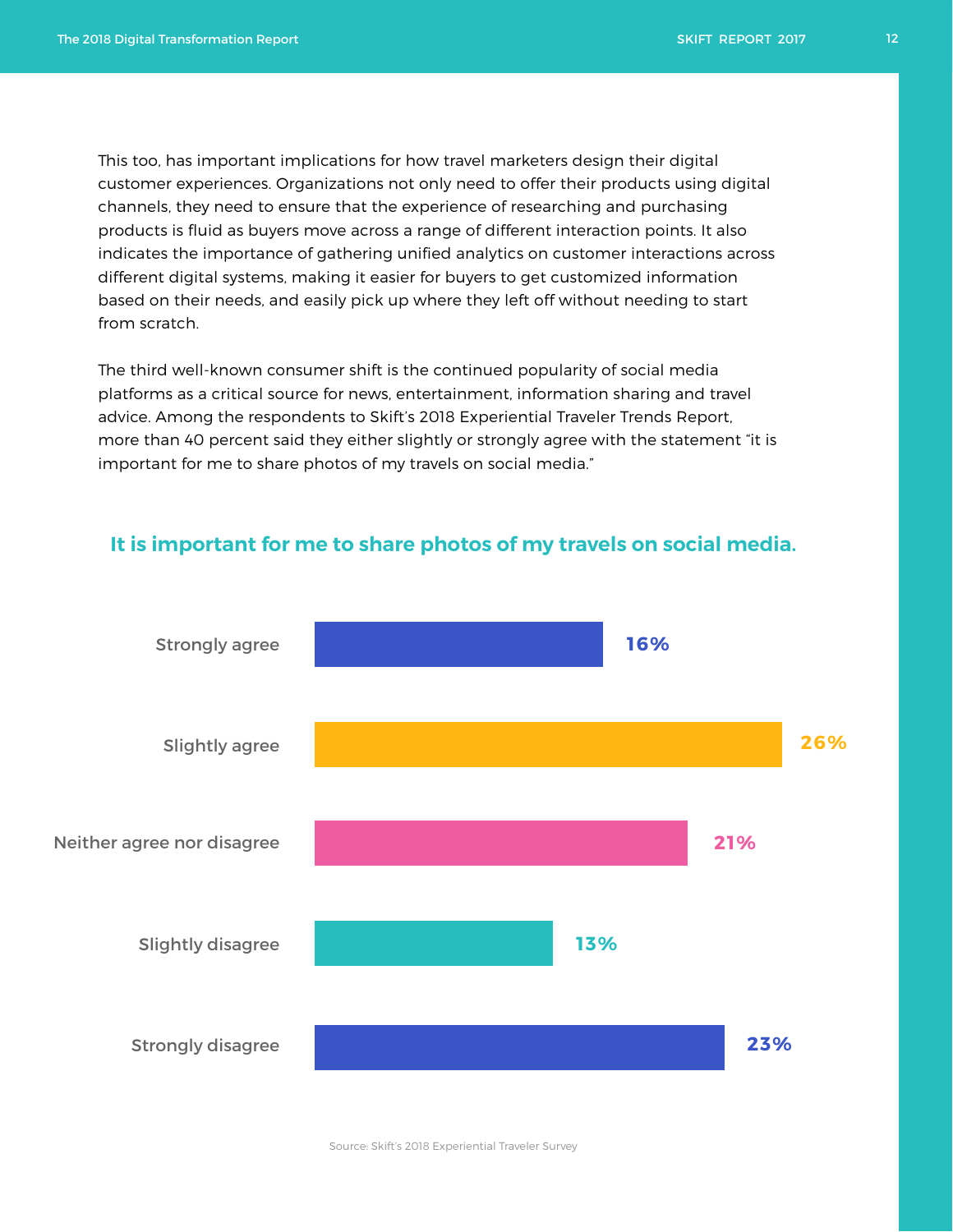This too, has important implications for how travel marketers design their digital customer experiences. Organizations not only need to offer their products using digital channels, they need to ensure that the experience of researching and purchasing products is fluid as buyers move across a range of different interaction points. It also indicates the importance of gathering unified analytics on customer interactions across different digital systems, making it easier for buyers to get customized information based on their needs, and easily pick up where they left off without needing to start from scratch.

The third well-known consumer shift is the continued popularity of social media platforms as a critical source for news, entertainment, information sharing and travel advice. Among the respondents to Skift's 2018 Experiential Traveler Trends Report, more than 40 percent said they either slightly or strongly agree with the statement "it is important for me to share photos of my travels on social media."

## It is important for me to share photos of my travels on social media.

Strongly agree 16%

Slightly agree 26%

Neither agree nor disagree 21%

Slightly disagree 13%

Strongly disagree 23%

Source: Skift's 2018 Experiential Traveler Survey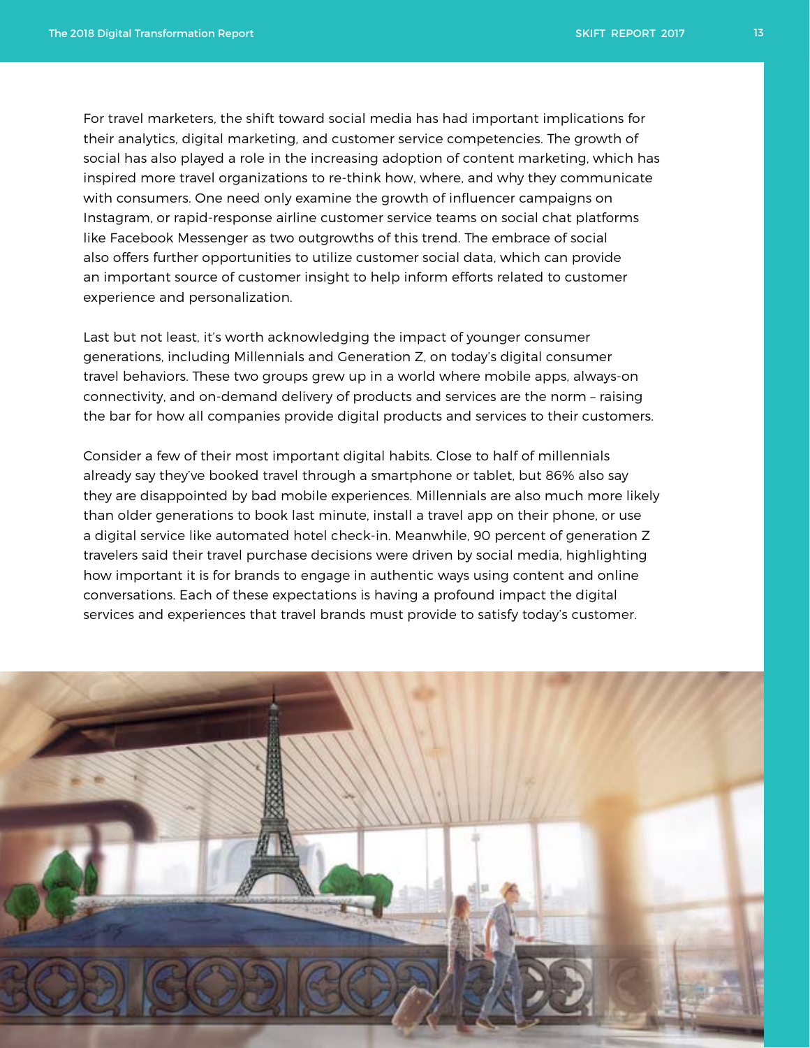For travel marketers, the shift toward social media has had important implications for their analytics, digital marketing, and customer service competencies. The growth of social has also played a role in the increasing adoption of content marketing, which has inspired more travel organizations to re-think how, where, and why they communicate with consumers. One need only examine the growth of influencer campaigns on Instagram, or rapid-response airline customer service teams on social chat platforms like Facebook Messenger as two outgrowths of this trend. The embrace of social also offers further opportunities to utilize customer social data, which can provide an important source of customer insight to help inform efforts related to customer experience and personalization.

Last but not least, it's worth acknowledging the impact of younger consumer generations, including Millennials and Generation Z, on today's digital consumer travel behaviors. These two groups grew up in a world where mobile apps, always-on connectivity, and on-demand delivery of products and services are the norm – raising the bar for how all companies provide digital products and services to their customers.

Consider a few of their most important digital habits. Close to half of millennials already say they've booked travel through a smartphone or tablet, but 86% also say they are disappointed by bad mobile experiences. Millennials are also much more likely than older generations to book last minute, install a travel app on their phone, or use a digital service like automated hotel check-in. Meanwhile, 90 percent of generation Z travelers said their travel purchase decisions were driven by social media, highlighting how important it is for brands to engage in authentic ways using content and online conversations. Each of these expectations is having a profound impact the digital services and experiences that travel brands must provide to satisfy today's customer.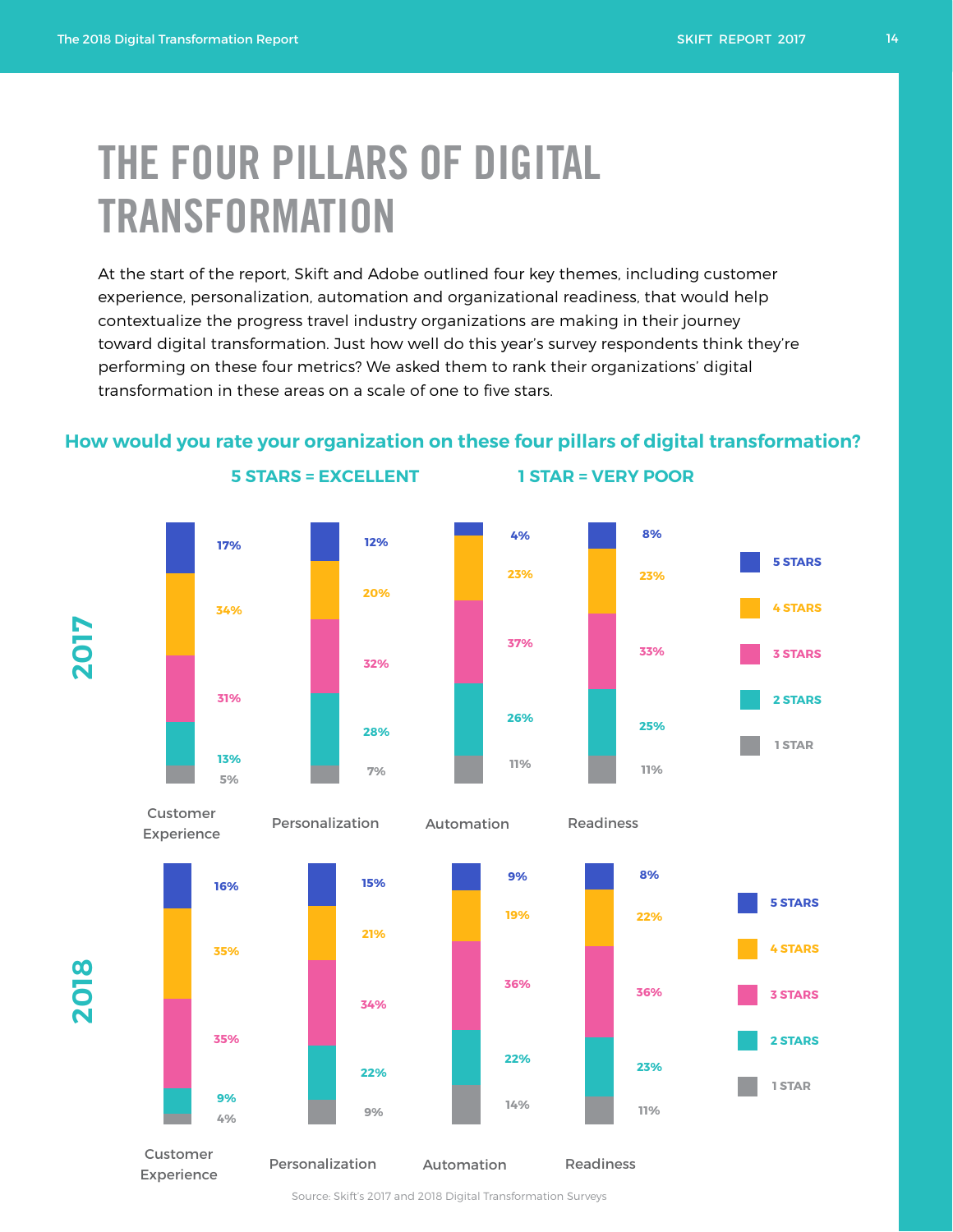# THE FOUR PILLARS OF DIGITAL TRANSFORMATION

At the start of the report, Skift and Adobe outlined four key themes, including customer experience, personalization, automation and organizational readiness, that would help contextualize the progress travel industry organizations are making in their journey toward digital transformation. Just how well do this year's survey respondents think they're performing on these four metrics? We asked them to rank their organizations' digital transformation in these areas on a scale of one to five stars.

**How would you rate your organization on these four pillars of digital transformation?**

5 STARS = EXCELLENT 1 STAR = VERY POOR

2017

Customer Experience: 17%, 34%, 31%, 13%, 5%

Personalization: 12%, 20%, 32%, 28%, 7%

Automation: 4%, 23%, 37%, 26%, 11%

Readiness: 8%, 23%, 33%, 25%, 11%

5 STARS
4 STARS
3 STARS
2 STARS
1 STAR

2018

Customer Experience: 16%, 35%, 35%, 9%, 4%

Personalization: 15%, 21%, 34%, 22%, 9%

Automation: 9%, 19%, 36%, 22%, 14%

Readiness: 8%, 22%, 36%, 23%, 11%

5 STARS
4 STARS
3 STARS
2 STARS
1 STAR

Source: Skift's 2017 and 2018 Digital Transformation Surveys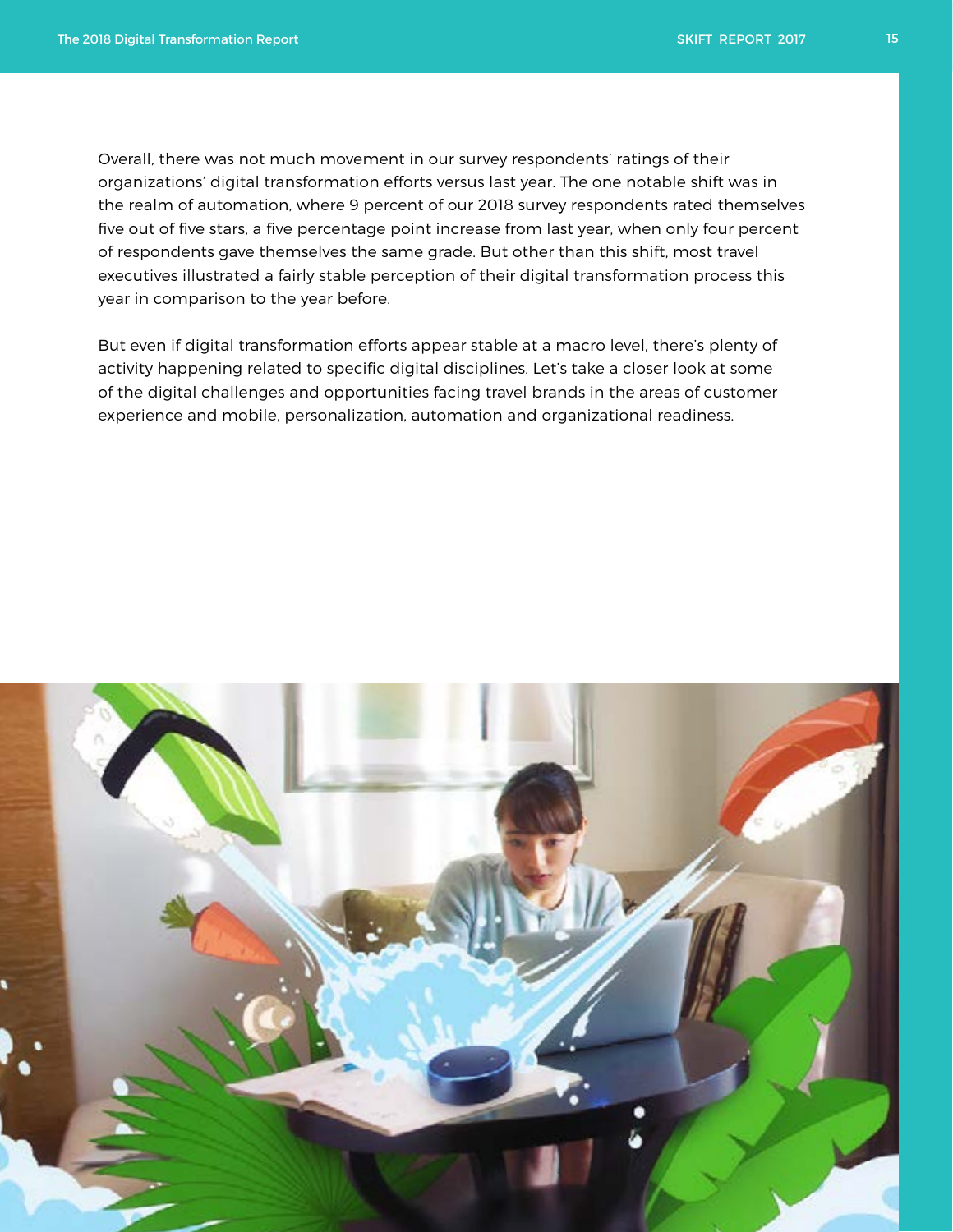Overall, there was not much movement in our survey respondents' ratings of their organizations' digital transformation efforts versus last year. The one notable shift was in the realm of automation, where 9 percent of our 2018 survey respondents rated themselves five out of five stars, a five percentage point increase from last year, when only four percent of respondents gave themselves the same grade. But other than this shift, most travel executives illustrated a fairly stable perception of their digital transformation process this year in comparison to the year before.

But even if digital transformation efforts appear stable at a macro level, there's plenty of activity happening related to specific digital disciplines. Let's take a closer look at some of the digital challenges and opportunities facing travel brands in the areas of customer experience and mobile, personalization, automation and organizational readiness.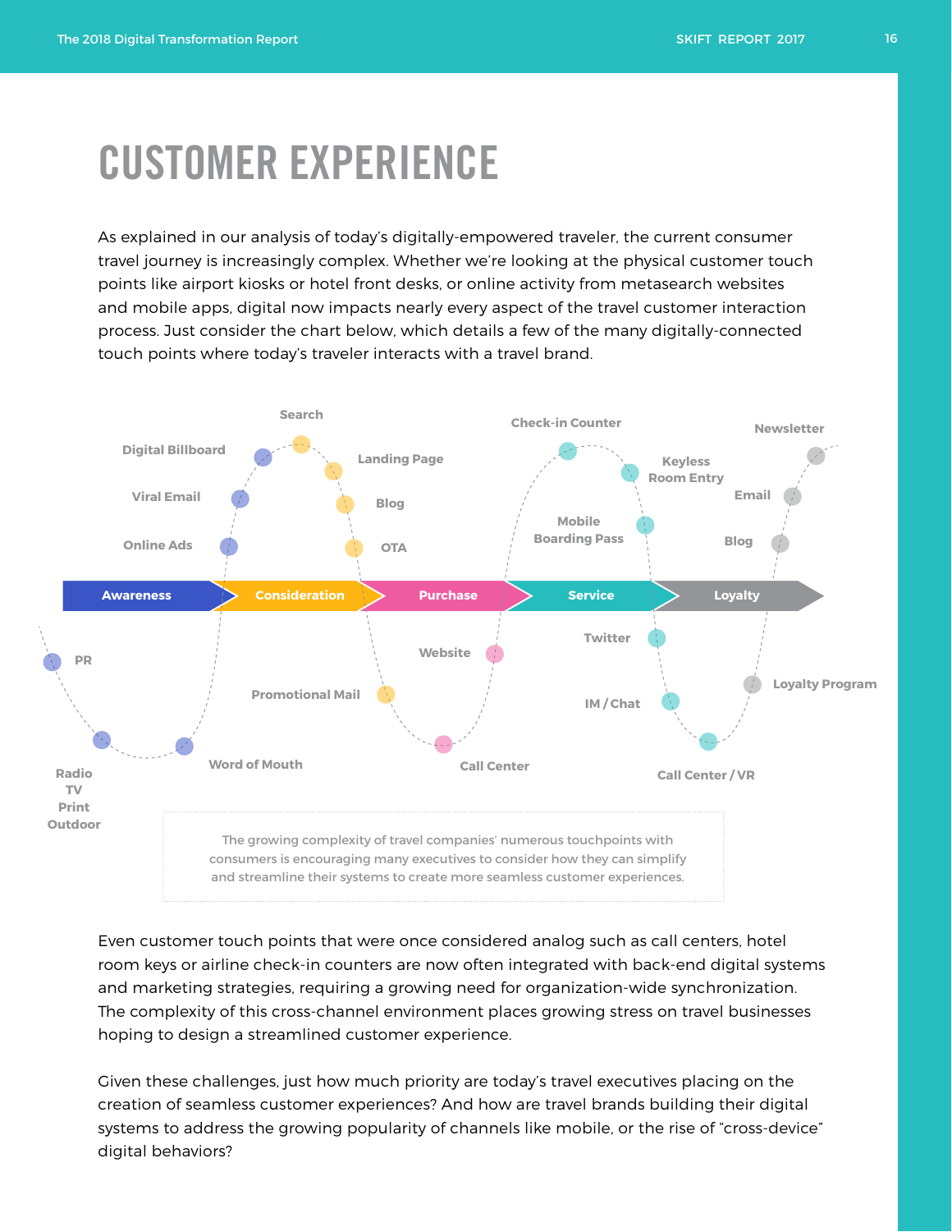# CUSTOMER EXPERIENCE

As explained in our analysis of today's digitally-empowered traveler, the current consumer travel journey is increasingly complex. Whether we're looking at the physical customer touch points like airport kiosks or hotel front desks, or online activity from metasearch websites and mobile apps, digital now impacts nearly every aspect of the travel customer interaction process. Just consider the chart below, which details a few of the many digitally-connected touch points where today's traveler interacts with a travel brand.

Awareness
Consideration
Purchase
Service
Loyalty

PR
Radio
TV
Print
Outdoor
Word of Mouth
Online Ads
Viral Email
Digital Billboard
Search
Landing Page
Blog
OTA
Promotional Mail
Call Center
Website
Check-in Counter
Keyless Room Entry
Mobile Boarding Pass
Twitter
IM / Chat
Call Center / VR
Loyalty Program
Blog
Email
Newsletter

The growing complexity of travel companies' numerous touchpoints with consumers is encouraging many executives to consider how they can simplify and streamline their systems to create more seamless customer experiences.

Even customer touch points that were once considered analog such as call centers, hotel room keys or airline check-in counters are now often integrated with back-end digital systems and marketing strategies, requiring a growing need for organization-wide synchronization. The complexity of this cross-channel environment places growing stress on travel businesses hoping to design a streamlined customer experience.

Given these challenges, just how much priority are today's travel executives placing on the creation of seamless customer experiences? And how are travel brands building their digital systems to address the growing popularity of channels like mobile, or the rise of "cross-device" digital behaviors?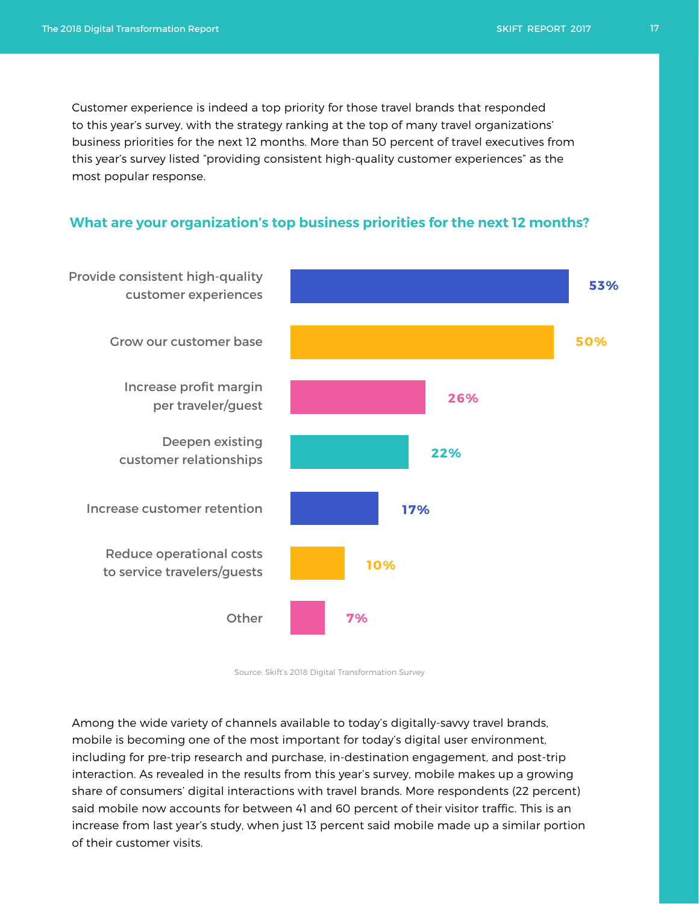Customer experience is indeed a top priority for those travel brands that responded to this year's survey, with the strategy ranking at the top of many travel organizations' business priorities for the next 12 months. More than 50 percent of travel executives from this year's survey listed "providing consistent high-quality customer experiences" as the most popular response.

### What are your organization's top business priorities for the next 12 months?

Provide consistent high-quality customer experiences
53%

Grow our customer base
50%

Increase profit margin per traveler/guest
26%

Deepen existing customer relationships
22%

Increase customer retention
17%

Reduce operational costs to service travelers/guests
10%

Other
7%

Source: Skift's 2018 Digital Transformation Survey

Among the wide variety of channels available to today's digitally-savvy travel brands, mobile is becoming one of the most important for today's digital user environment, including for pre-trip research and purchase, in-destination engagement, and post-trip interaction. As revealed in the results from this year's survey, mobile makes up a growing share of consumers' digital interactions with travel brands. More respondents (22 percent) said mobile now accounts for between 41 and 60 percent of their visitor traffic. This is an increase from last year's study, when just 13 percent said mobile made up a similar portion of their customer visits.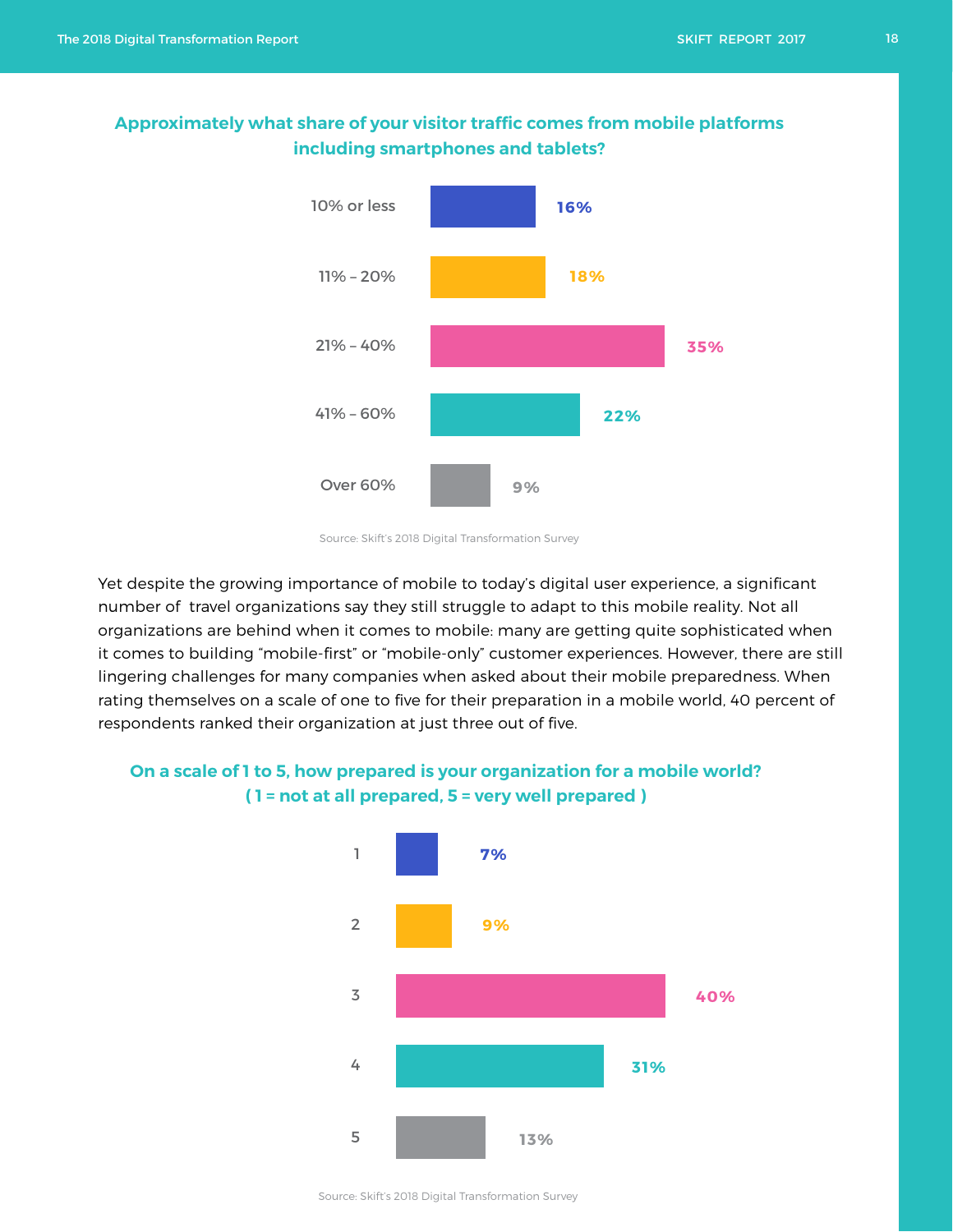## Approximately what share of your visitor traffic comes from mobile platforms including smartphones and tablets?

10% or less 16%

11% – 20% 18%

21% – 40% 35%

41% – 60% 22%

Over 60% 9%

Source: Skift's 2018 Digital Transformation Survey

Yet despite the growing importance of mobile to today's digital user experience, a significant number of travel organizations say they still struggle to adapt to this mobile reality. Not all organizations are behind when it comes to mobile: many are getting quite sophisticated when it comes to building "mobile-first" or "mobile-only" customer experiences. However, there are still lingering challenges for many companies when asked about their mobile preparedness. When rating themselves on a scale of one to five for their preparation in a mobile world, 40 percent of respondents ranked their organization at just three out of five.

## On a scale of 1 to 5, how prepared is your organization for a mobile world? ( 1 = not at all prepared, 5 = very well prepared )

1 7%

2 9%

3 40%

4 31%

5 13%

Source: Skift's 2018 Digital Transformation Survey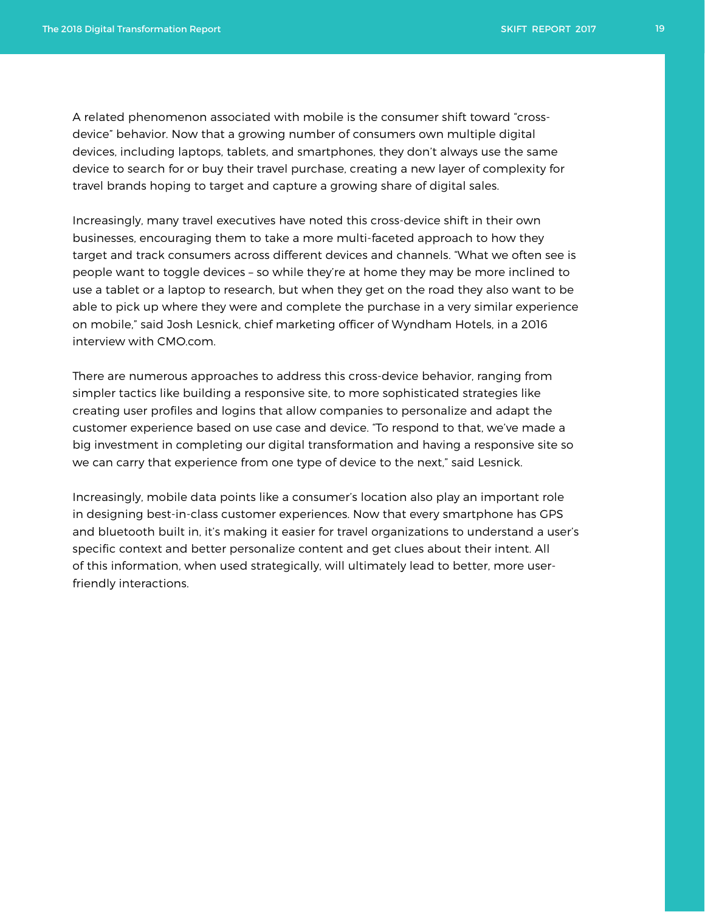A related phenomenon associated with mobile is the consumer shift toward "cross-device" behavior. Now that a growing number of consumers own multiple digital devices, including laptops, tablets, and smartphones, they don't always use the same device to search for or buy their travel purchase, creating a new layer of complexity for travel brands hoping to target and capture a growing share of digital sales.

Increasingly, many travel executives have noted this cross-device shift in their own businesses, encouraging them to take a more multi-faceted approach to how they target and track consumers across different devices and channels. "What we often see is people want to toggle devices – so while they're at home they may be more inclined to use a tablet or a laptop to research, but when they get on the road they also want to be able to pick up where they were and complete the purchase in a very similar experience on mobile," said Josh Lesnick, chief marketing officer of Wyndham Hotels, in a 2016 interview with CMO.com.

There are numerous approaches to address this cross-device behavior, ranging from simpler tactics like building a responsive site, to more sophisticated strategies like creating user profiles and logins that allow companies to personalize and adapt the customer experience based on use case and device. "To respond to that, we've made a big investment in completing our digital transformation and having a responsive site so we can carry that experience from one type of device to the next," said Lesnick.

Increasingly, mobile data points like a consumer's location also play an important role in designing best-in-class customer experiences. Now that every smartphone has GPS and bluetooth built in, it's making it easier for travel organizations to understand a user's specific context and better personalize content and get clues about their intent. All of this information, when used strategically, will ultimately lead to better, more user-friendly interactions.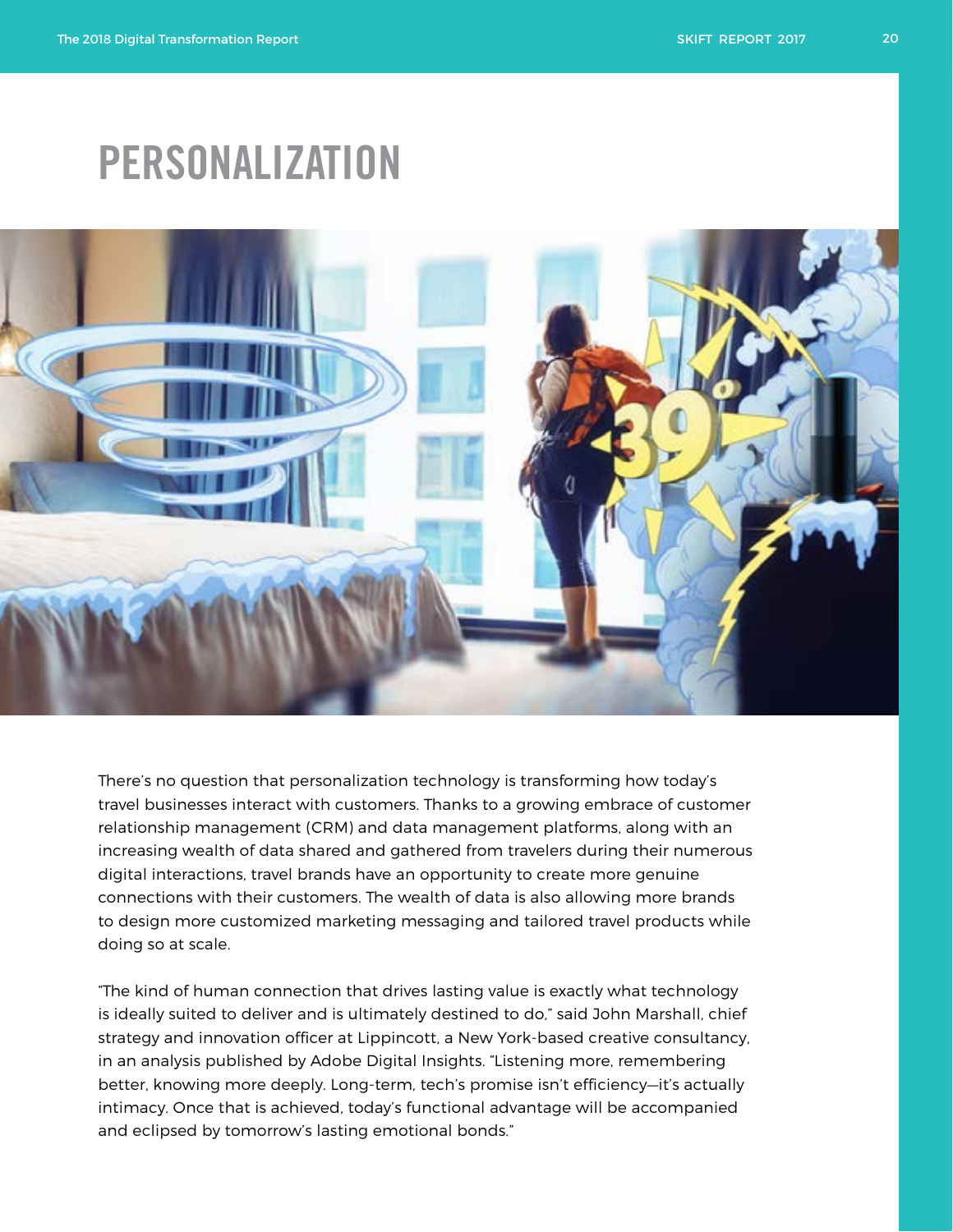# PERSONALIZATION

There's no question that personalization technology is transforming how today's travel businesses interact with customers. Thanks to a growing embrace of customer relationship management (CRM) and data management platforms, along with an increasing wealth of data shared and gathered from travelers during their numerous digital interactions, travel brands have an opportunity to create more genuine connections with their customers. The wealth of data is also allowing more brands to design more customized marketing messaging and tailored travel products while doing so at scale.

"The kind of human connection that drives lasting value is exactly what technology is ideally suited to deliver and is ultimately destined to do," said John Marshall, chief strategy and innovation officer at Lippincott, a New York-based creative consultancy, in an analysis published by Adobe Digital Insights. "Listening more, remembering better, knowing more deeply. Long-term, tech's promise isn't efficiency—it's actually intimacy. Once that is achieved, today's functional advantage will be accompanied and eclipsed by tomorrow's lasting emotional bonds."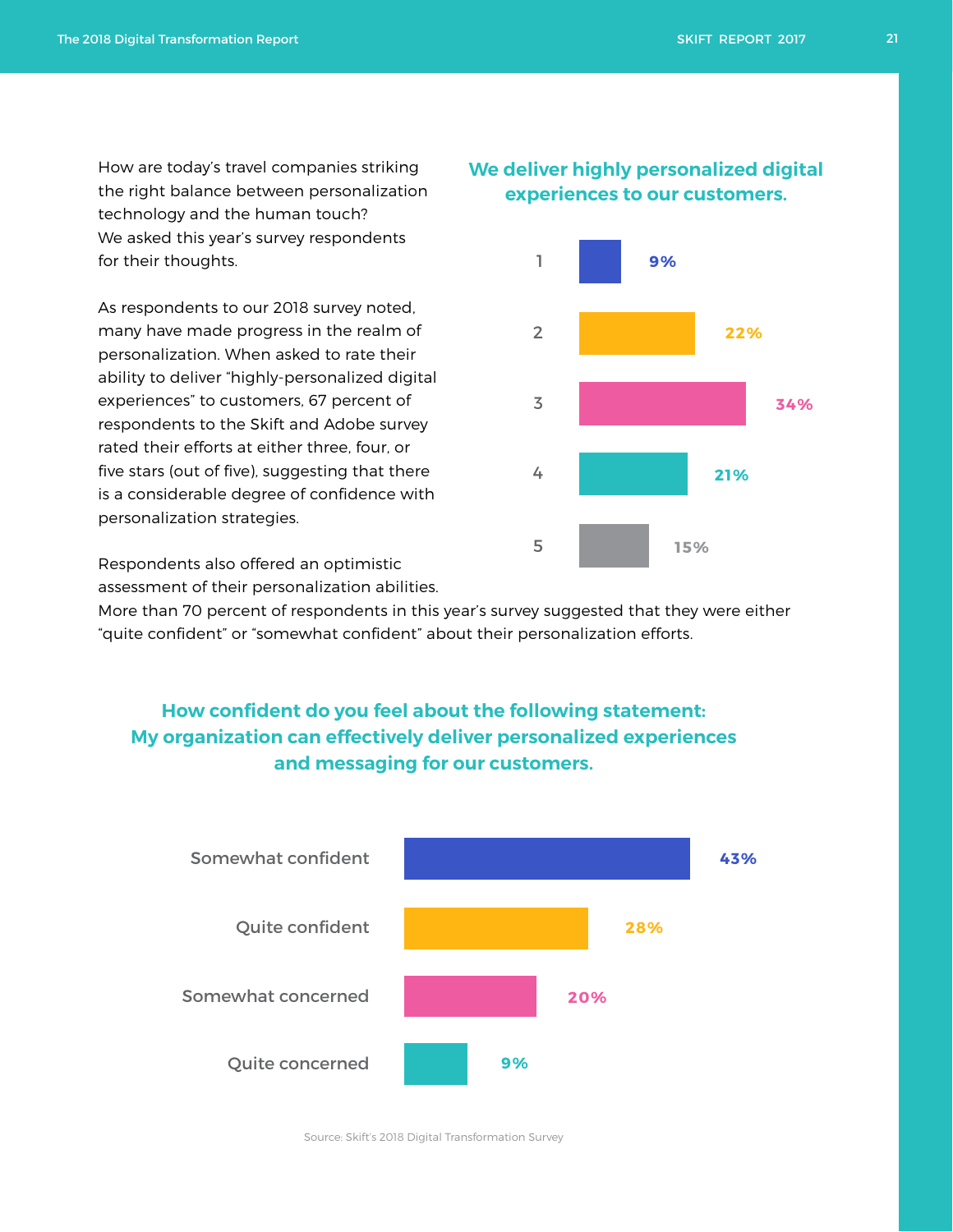How are today's travel companies striking the right balance between personalization technology and the human touch? We asked this year's survey respondents for their thoughts.

As respondents to our 2018 survey noted, many have made progress in the realm of personalization. When asked to rate their ability to deliver "highly-personalized digital experiences" to customers, 67 percent of respondents to the Skift and Adobe survey rated their efforts at either three, four, or five stars (out of five), suggesting that there is a considerable degree of confidence with personalization strategies.

Respondents also offered an optimistic assessment of their personalization abilities. More than 70 percent of respondents in this year's survey suggested that they were either "quite confident" or "somewhat confident" about their personalization efforts.

### We deliver highly personalized digital experiences to our customers.

1 9%

2 22%

3 34%

4 21%

5 15%

### How confident do you feel about the following statement: My organization can effectively deliver personalized experiences and messaging for our customers.

Somewhat confident 43%

Quite confident 28%

Somewhat concerned 20%

Quite concerned 9%

Source: Skift's 2018 Digital Transformation Survey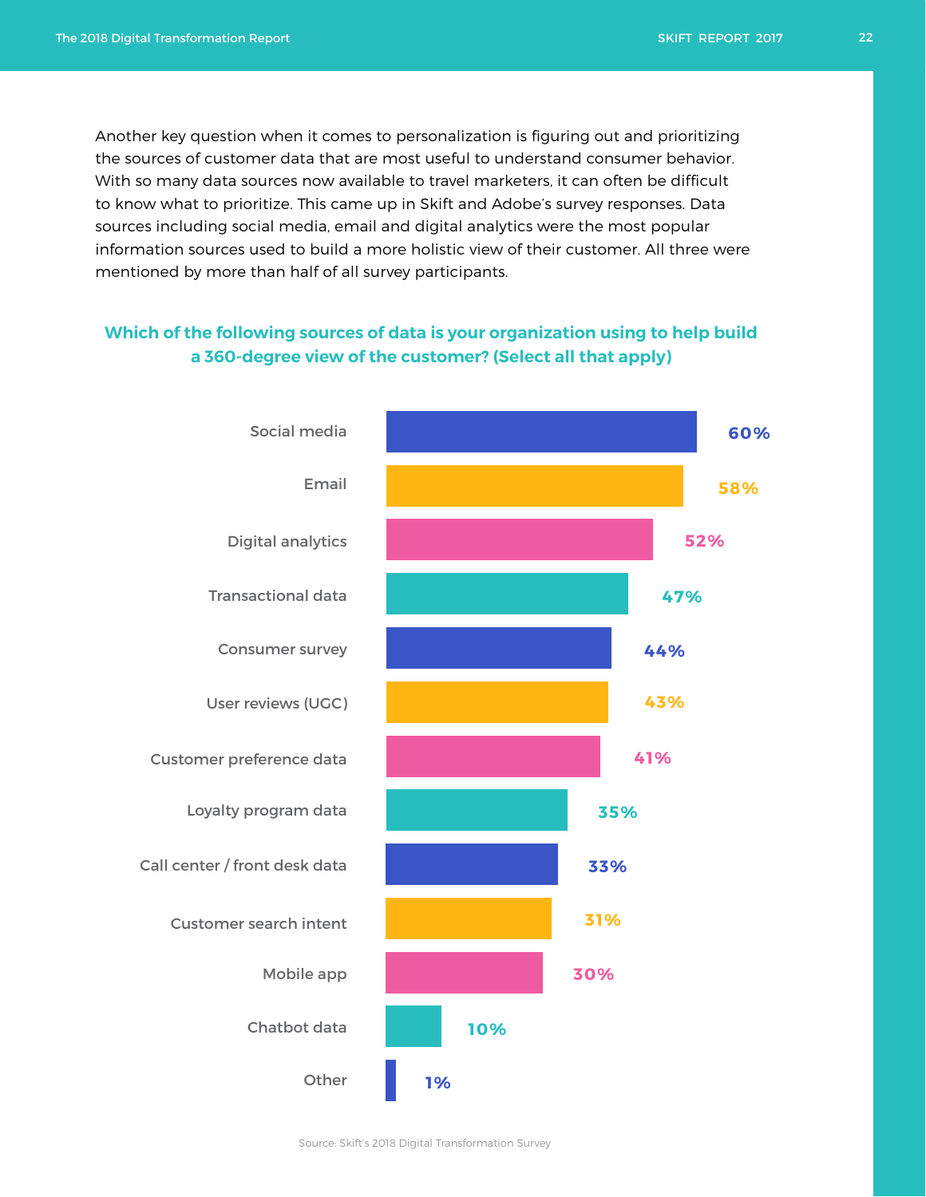Another key question when it comes to personalization is figuring out and prioritizing the sources of customer data that are most useful to understand consumer behavior. With so many data sources now available to travel marketers, it can often be difficult to know what to prioritize. This came up in Skift and Adobe's survey responses. Data sources including social media, email and digital analytics were the most popular information sources used to build a more holistic view of their customer. All three were mentioned by more than half of all survey participants.

**Which of the following sources of data is your organization using to help build a 360-degree view of the customer? (Select all that apply)**

Social media 60%
Email 58%
Digital analytics 52%
Transactional data 47%
Consumer survey 44%
User reviews (UGC) 43%
Customer preference data 41%
Loyalty program data 35%
Call center / front desk data 33%
Customer search intent 31%
Mobile app 30%
Chatbot data 10%
Other 1%

Source: Skift's 2018 Digital Transformation Survey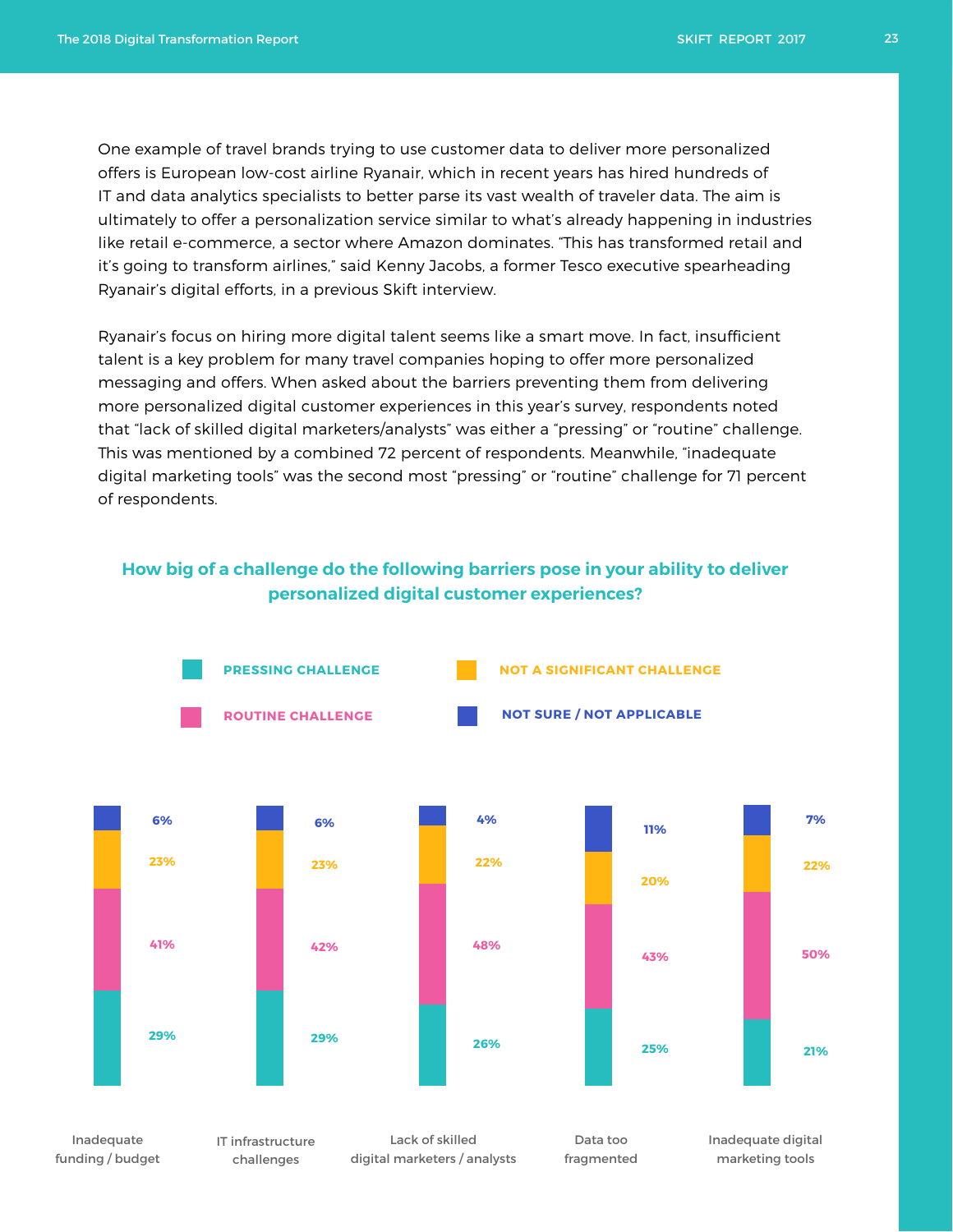One example of travel brands trying to use customer data to deliver more personalized offers is European low-cost airline Ryanair, which in recent years has hired hundreds of IT and data analytics specialists to better parse its vast wealth of traveler data. The aim is ultimately to offer a personalization service similar to what's already happening in industries like retail e-commerce, a sector where Amazon dominates. "This has transformed retail and it's going to transform airlines," said Kenny Jacobs, a former Tesco executive spearheading Ryanair's digital efforts, in a previous Skift interview.

Ryanair's focus on hiring more digital talent seems like a smart move. In fact, insufficient talent is a key problem for many travel companies hoping to offer more personalized messaging and offers. When asked about the barriers preventing them from delivering more personalized digital customer experiences in this year's survey, respondents noted that "lack of skilled digital marketers/analysts" was either a "pressing" or "routine" challenge. This was mentioned by a combined 72 percent of respondents. Meanwhile, "inadequate digital marketing tools" was the second most "pressing" or "routine" challenge for 71 percent of respondents.

### How big of a challenge do the following barriers pose in your ability to deliver personalized digital customer experiences?

PRESSING CHALLENGE
ROUTINE CHALLENGE
NOT A SIGNIFICANT CHALLENGE
NOT SURE / NOT APPLICABLE

Inadequate funding / budget: 6%, 23%, 41%, 29%

IT infrastructure challenges: 6%, 23%, 42%, 29%

Lack of skilled digital marketers / analysts: 4%, 22%, 48%, 26%

Data too fragmented: 11%, 20%, 43%, 25%

Inadequate digital marketing tools: 7%, 22%, 50%, 21%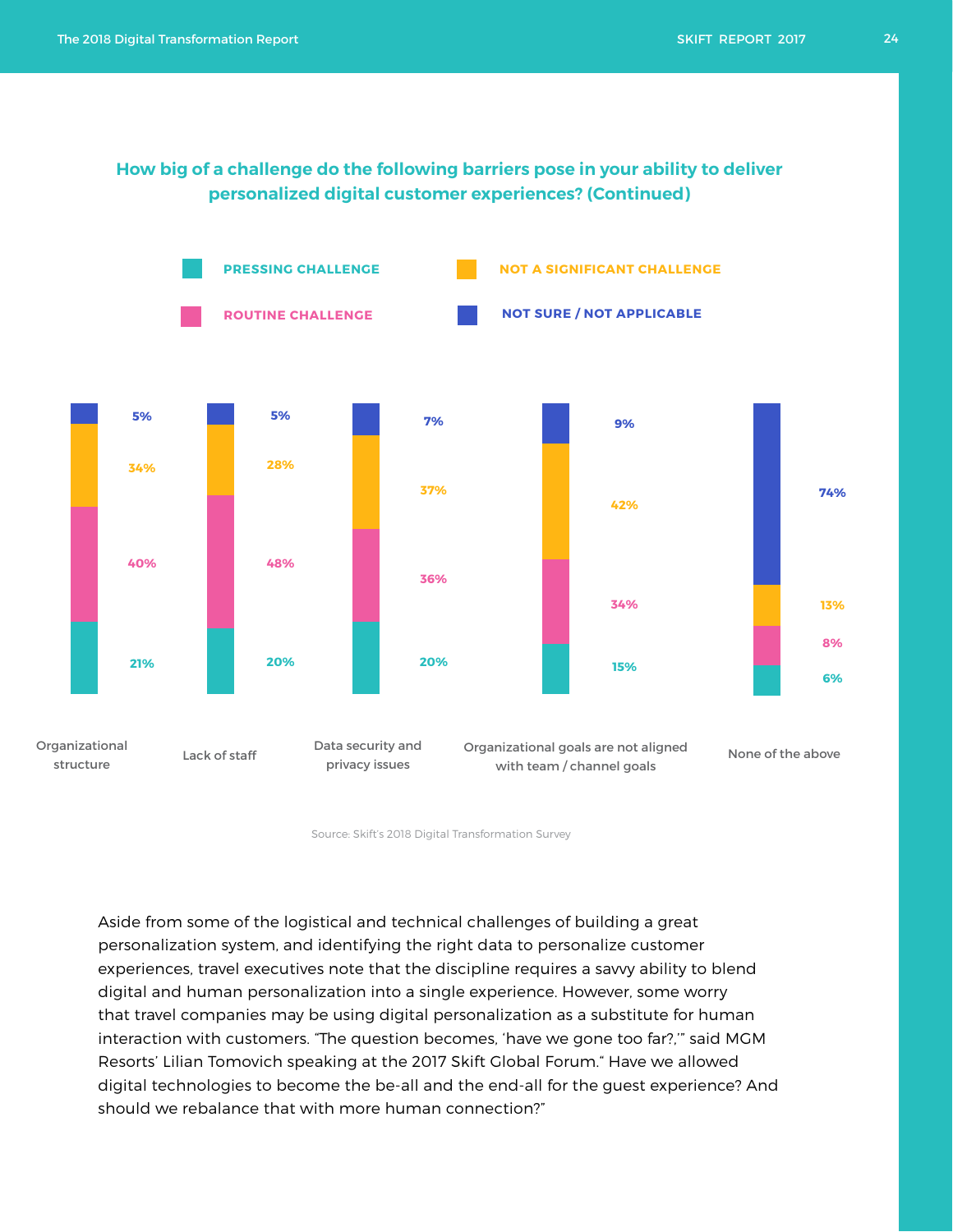## How big of a challenge do the following barriers pose in your ability to deliver personalized digital customer experiences? (Continued)

PRESSING CHALLENGE
ROUTINE CHALLENGE
NOT A SIGNIFICANT CHALLENGE
NOT SURE / NOT APPLICABLE

Organizational structure: 5%, 34%, 40%, 21%

Lack of staff: 5%, 28%, 48%, 20%

Data security and privacy issues: 7%, 37%, 36%, 20%

Organizational goals are not aligned with team / channel goals: 9%, 42%, 34%, 15%

None of the above: 74%, 13%, 8%, 6%

Source: Skift's 2018 Digital Transformation Survey

Aside from some of the logistical and technical challenges of building a great personalization system, and identifying the right data to personalize customer experiences, travel executives note that the discipline requires a savvy ability to blend digital and human personalization into a single experience. However, some worry that travel companies may be using digital personalization as a substitute for human interaction with customers. "The question becomes, 'have we gone too far?,'" said MGM Resorts' Lilian Tomovich speaking at the 2017 Skift Global Forum." Have we allowed digital technologies to become the be-all and the end-all for the guest experience? And should we rebalance that with more human connection?"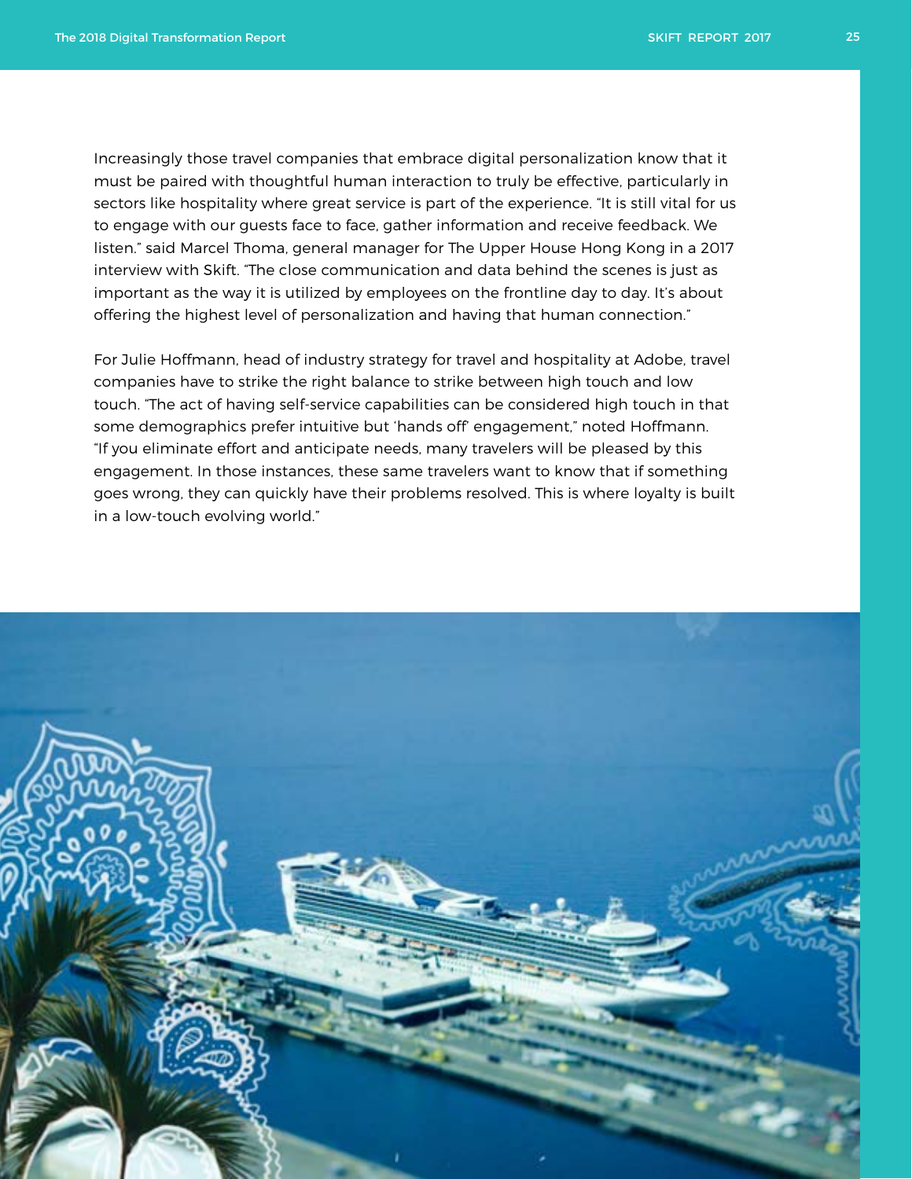Increasingly those travel companies that embrace digital personalization know that it must be paired with thoughtful human interaction to truly be effective, particularly in sectors like hospitality where great service is part of the experience. "It is still vital for us to engage with our guests face to face, gather information and receive feedback. We listen." said Marcel Thoma, general manager for The Upper House Hong Kong in a 2017 interview with Skift. "The close communication and data behind the scenes is just as important as the way it is utilized by employees on the frontline day to day. It's about offering the highest level of personalization and having that human connection."

For Julie Hoffmann, head of industry strategy for travel and hospitality at Adobe, travel companies have to strike the right balance to strike between high touch and low touch. "The act of having self-service capabilities can be considered high touch in that some demographics prefer intuitive but 'hands off' engagement," noted Hoffmann. "If you eliminate effort and anticipate needs, many travelers will be pleased by this engagement. In those instances, these same travelers want to know that if something goes wrong, they can quickly have their problems resolved. This is where loyalty is built in a low-touch evolving world."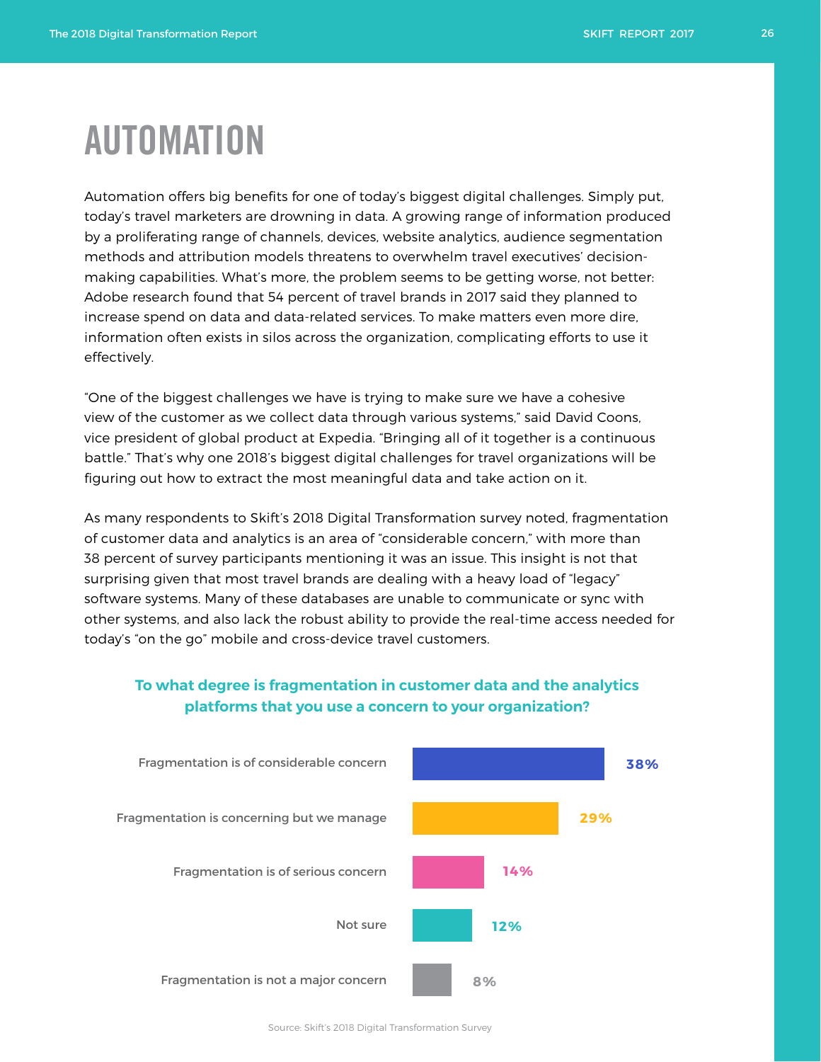# AUTOMATION

Automation offers big benefits for one of today's biggest digital challenges. Simply put, today's travel marketers are drowning in data. A growing range of information produced by a proliferating range of channels, devices, website analytics, audience segmentation methods and attribution models threatens to overwhelm travel executives' decision-making capabilities. What's more, the problem seems to be getting worse, not better: Adobe research found that 54 percent of travel brands in 2017 said they planned to increase spend on data and data-related services. To make matters even more dire, information often exists in silos across the organization, complicating efforts to use it effectively.

"One of the biggest challenges we have is trying to make sure we have a cohesive view of the customer as we collect data through various systems," said David Coons, vice president of global product at Expedia. "Bringing all of it together is a continuous battle." That's why one 2018's biggest digital challenges for travel organizations will be figuring out how to extract the most meaningful data and take action on it.

As many respondents to Skift's 2018 Digital Transformation survey noted, fragmentation of customer data and analytics is an area of "considerable concern," with more than 38 percent of survey participants mentioning it was an issue. This insight is not that surprising given that most travel brands are dealing with a heavy load of "legacy" software systems. Many of these databases are unable to communicate or sync with other systems, and also lack the robust ability to provide the real-time access needed for today's "on the go" mobile and cross-device travel customers.

**To what degree is fragmentation in customer data and the analytics platforms that you use a concern to your organization?**

| Response | Percentage |
| --- | --- |
| Fragmentation is of considerable concern | 38% |
| Fragmentation is concerning but we manage | 29% |
| Fragmentation is of serious concern | 14% |
| Not sure | 12% |
| Fragmentation is not a major concern | 8% |

Source: Skift's 2018 Digital Transformation Survey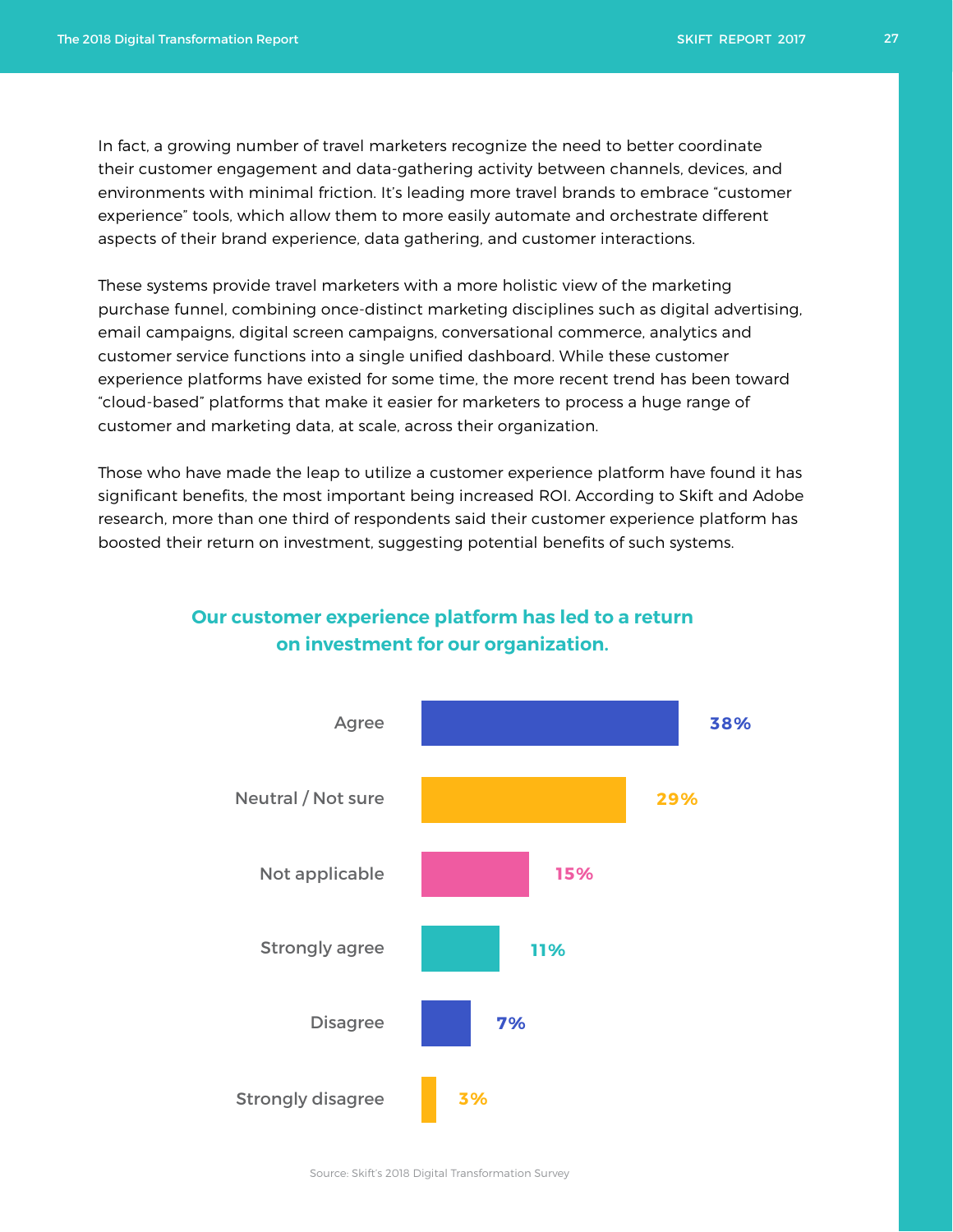In fact, a growing number of travel marketers recognize the need to better coordinate their customer engagement and data-gathering activity between channels, devices, and environments with minimal friction. It's leading more travel brands to embrace "customer experience" tools, which allow them to more easily automate and orchestrate different aspects of their brand experience, data gathering, and customer interactions.

These systems provide travel marketers with a more holistic view of the marketing purchase funnel, combining once-distinct marketing disciplines such as digital advertising, email campaigns, digital screen campaigns, conversational commerce, analytics and customer service functions into a single unified dashboard. While these customer experience platforms have existed for some time, the more recent trend has been toward "cloud-based" platforms that make it easier for marketers to process a huge range of customer and marketing data, at scale, across their organization.

Those who have made the leap to utilize a customer experience platform have found it has significant benefits, the most important being increased ROI. According to Skift and Adobe research, more than one third of respondents said their customer experience platform has boosted their return on investment, suggesting potential benefits of such systems.

**Our customer experience platform has led to a return on investment for our organization.**

Agree 38%

Neutral / Not sure 29%

Not applicable 15%

Strongly agree 11%

Disagree 7%

Strongly disagree 3%

Source: Skift's 2018 Digital Transformation Survey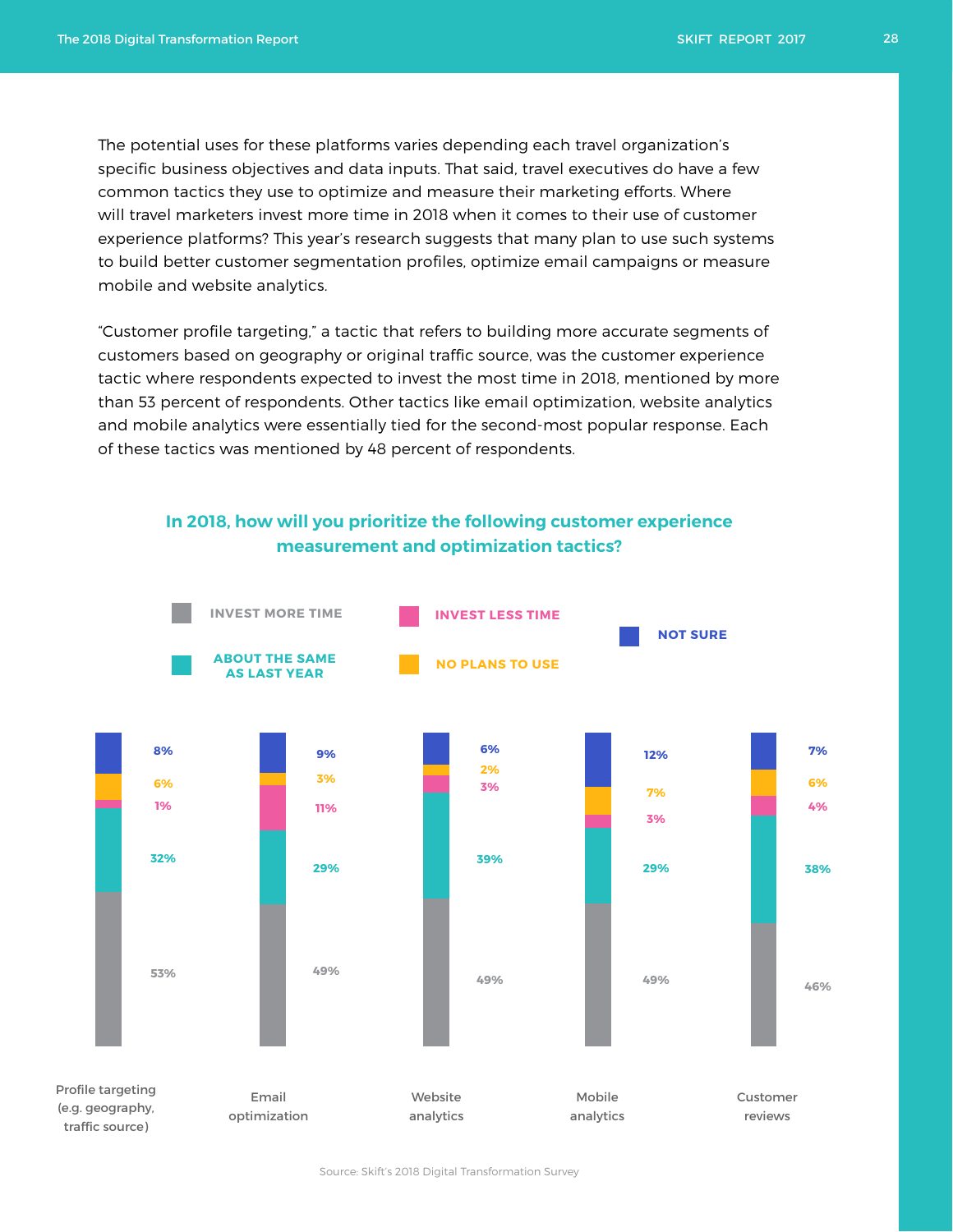The potential uses for these platforms varies depending each travel organization's specific business objectives and data inputs. That said, travel executives do have a few common tactics they use to optimize and measure their marketing efforts. Where will travel marketers invest more time in 2018 when it comes to their use of customer experience platforms? This year's research suggests that many plan to use such systems to build better customer segmentation profiles, optimize email campaigns or measure mobile and website analytics.

"Customer profile targeting," a tactic that refers to building more accurate segments of customers based on geography or original traffic source, was the customer experience tactic where respondents expected to invest the most time in 2018, mentioned by more than 53 percent of respondents. Other tactics like email optimization, website analytics and mobile analytics were essentially tied for the second-most popular response. Each of these tactics was mentioned by 48 percent of respondents.

### In 2018, how will you prioritize the following customer experience measurement and optimization tactics?

| Tactic | Invest more time | About the same as last year | Invest less time | No plans to use | Not sure |
|---|---|---|---|---|---|
| Profile targeting (e.g. geography, traffic source) | 53% | 32% | 1% | 6% | 8% |
| Email optimization | 49% | 29% | 11% | 3% | 9% |
| Website analytics | 49% | 39% | 3% | 2% | 6% |
| Mobile analytics | 49% | 29% | 3% | 7% | 12% |
| Customer reviews | 46% | 38% | 4% | 6% | 7% |

Source: Skift's 2018 Digital Transformation Survey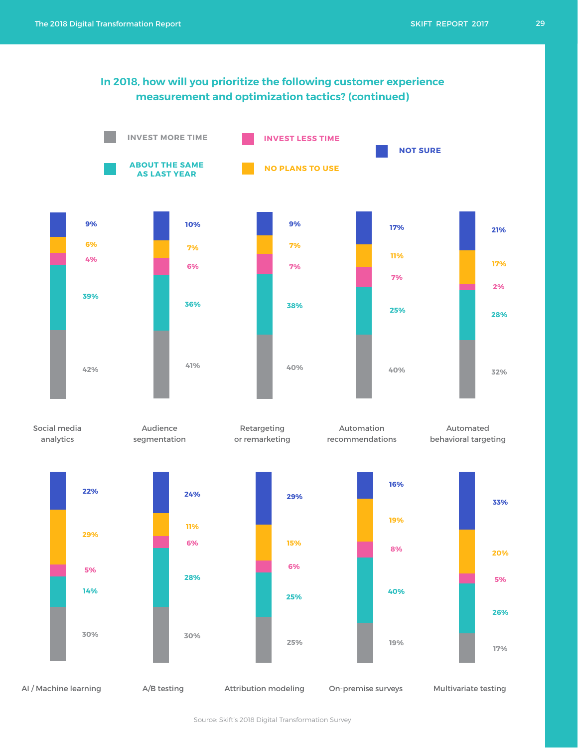## In 2018, how will you prioritize the following customer experience measurement and optimization tactics? (continued)

INVEST MORE TIME
ABOUT THE SAME AS LAST YEAR
INVEST LESS TIME
NO PLANS TO USE
NOT SURE

Social media analytics
9%
6%
4%
39%
42%

Audience segmentation
10%
7%
6%
36%
41%

Retargeting or remarketing
9%
7%
7%
38%
40%

Automation recommendations
17%
11%
7%
25%
40%

Automated behavioral targeting
21%
17%
2%
28%
32%

AI / Machine learning
22%
29%
5%
14%
30%

A/B testing
24%
11%
6%
28%
30%

Attribution modeling
29%
15%
6%
25%
25%

On-premise surveys
16%
19%
8%
40%
19%

Multivariate testing
33%
20%
5%
26%
17%

Source: Skift's 2018 Digital Transformation Survey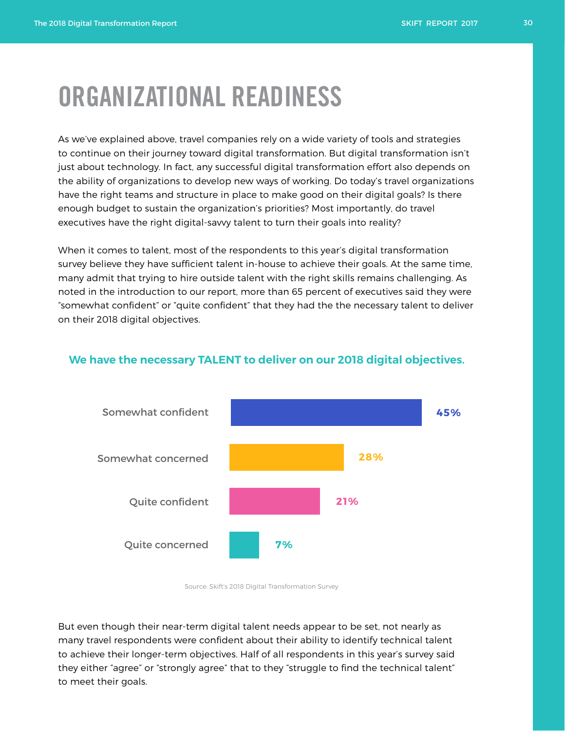# ORGANIZATIONAL READINESS

As we've explained above, travel companies rely on a wide variety of tools and strategies to continue on their journey toward digital transformation. But digital transformation isn't just about technology. In fact, any successful digital transformation effort also depends on the ability of organizations to develop new ways of working. Do today's travel organizations have the right teams and structure in place to make good on their digital goals? Is there enough budget to sustain the organization's priorities? Most importantly, do travel executives have the right digital-savvy talent to turn their goals into reality?

When it comes to talent, most of the respondents to this year's digital transformation survey believe they have sufficient talent in-house to achieve their goals. At the same time, many admit that trying to hire outside talent with the right skills remains challenging. As noted in the introduction to our report, more than 65 percent of executives said they were "somewhat confident" or "quite confident" that they had the the necessary talent to deliver on their 2018 digital objectives.

**We have the necessary TALENT to deliver on our 2018 digital objectives.**

Somewhat confident 45%

Somewhat concerned 28%

Quite confident 21%

Quite concerned 7%

Source: Skift's 2018 Digital Transformation Survey

But even though their near-term digital talent needs appear to be set, not nearly as many travel respondents were confident about their ability to identify technical talent to achieve their longer-term objectives. Half of all respondents in this year's survey said they either "agree" or "strongly agree" that to they "struggle to find the technical talent" to meet their goals.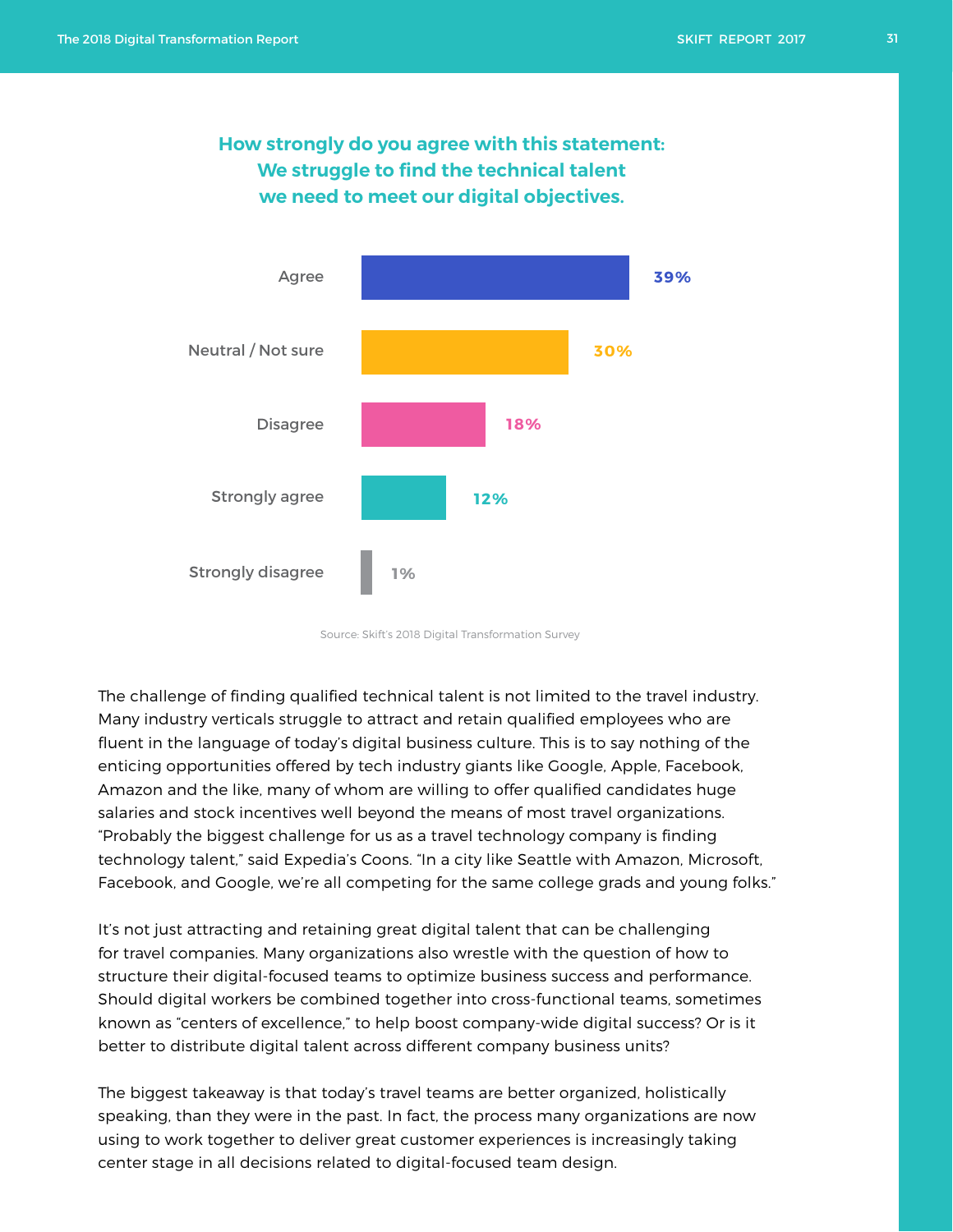## How strongly do you agree with this statement: We struggle to find the technical talent we need to meet our digital objectives.

Agree 39%

Neutral / Not sure 30%

Disagree 18%

Strongly agree 12%

Strongly disagree 1%

Source: Skift's 2018 Digital Transformation Survey

The challenge of finding qualified technical talent is not limited to the travel industry. Many industry verticals struggle to attract and retain qualified employees who are fluent in the language of today's digital business culture. This is to say nothing of the enticing opportunities offered by tech industry giants like Google, Apple, Facebook, Amazon and the like, many of whom are willing to offer qualified candidates huge salaries and stock incentives well beyond the means of most travel organizations. "Probably the biggest challenge for us as a travel technology company is finding technology talent," said Expedia's Coons. "In a city like Seattle with Amazon, Microsoft, Facebook, and Google, we're all competing for the same college grads and young folks."

It's not just attracting and retaining great digital talent that can be challenging for travel companies. Many organizations also wrestle with the question of how to structure their digital-focused teams to optimize business success and performance. Should digital workers be combined together into cross-functional teams, sometimes known as "centers of excellence," to help boost company-wide digital success? Or is it better to distribute digital talent across different company business units?

The biggest takeaway is that today's travel teams are better organized, holistically speaking, than they were in the past. In fact, the process many organizations are now using to work together to deliver great customer experiences is increasingly taking center stage in all decisions related to digital-focused team design.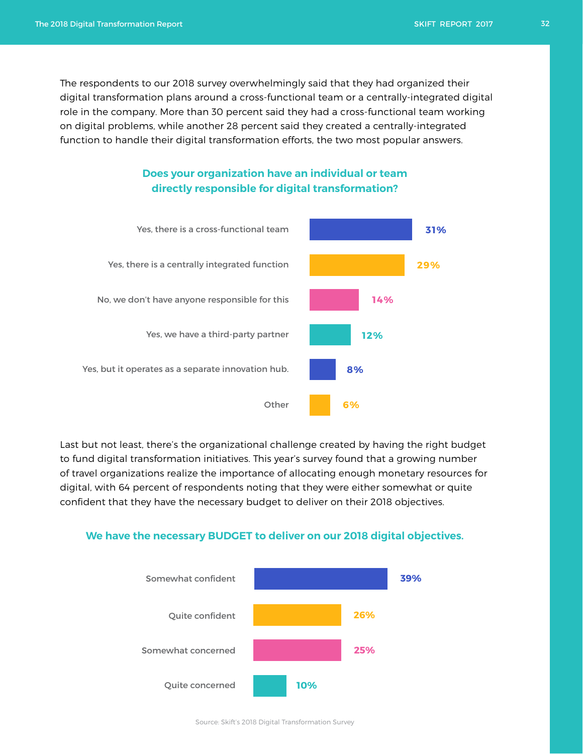The respondents to our 2018 survey overwhelmingly said that they had organized their digital transformation plans around a cross-functional team or a centrally-integrated digital role in the company. More than 30 percent said they had a cross-functional team working on digital problems, while another 28 percent said they created a centrally-integrated function to handle their digital transformation efforts, the two most popular answers.

### Does your organization have an individual or team directly responsible for digital transformation?

Yes, there is a cross-functional team 31%

Yes, there is a centrally integrated function 29%

No, we don't have anyone responsible for this 14%

Yes, we have a third-party partner 12%

Yes, but it operates as a separate innovation hub. 8%

Other 6%

Last but not least, there's the organizational challenge created by having the right budget to fund digital transformation initiatives. This year's survey found that a growing number of travel organizations realize the importance of allocating enough monetary resources for digital, with 64 percent of respondents noting that they were either somewhat or quite confident that they have the necessary budget to deliver on their 2018 objectives.

### We have the necessary BUDGET to deliver on our 2018 digital objectives.

Somewhat confident 39%

Quite confident 26%

Somewhat concerned 25%

Quite concerned 10%

Source: Skift's 2018 Digital Transformation Survey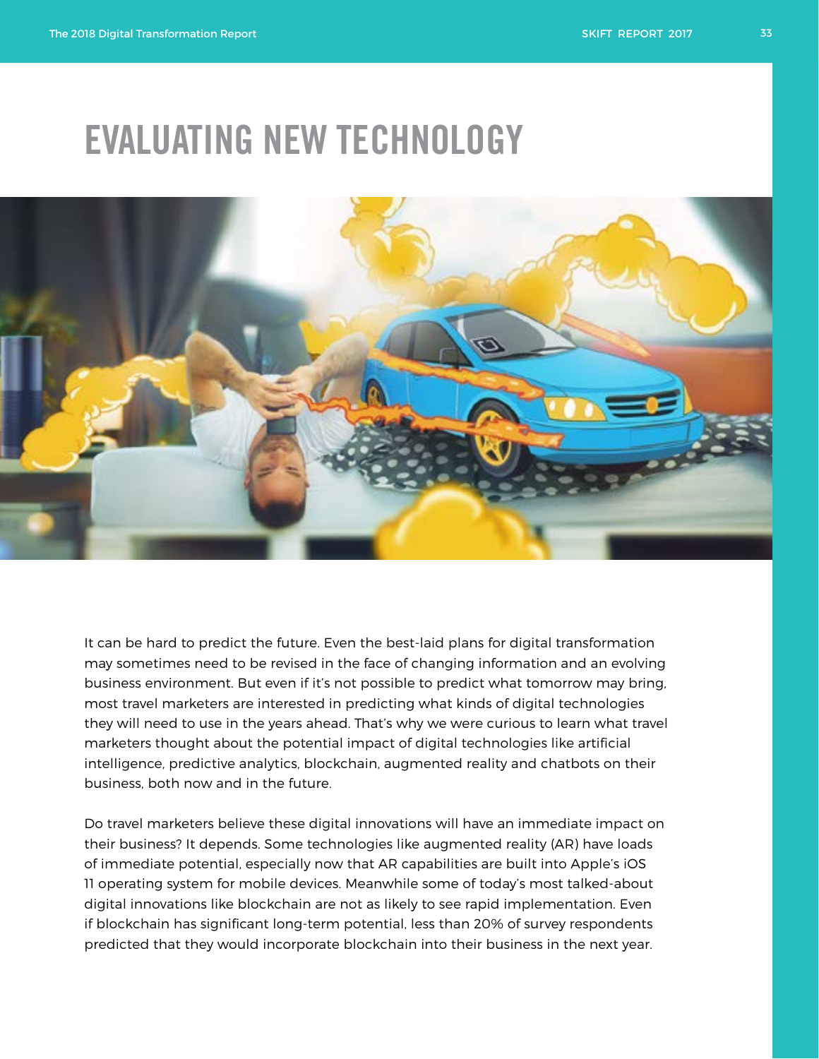# EVALUATING NEW TECHNOLOGY

It can be hard to predict the future. Even the best-laid plans for digital transformation may sometimes need to be revised in the face of changing information and an evolving business environment. But even if it's not possible to predict what tomorrow may bring, most travel marketers are interested in predicting what kinds of digital technologies they will need to use in the years ahead. That's why we were curious to learn what travel marketers thought about the potential impact of digital technologies like artificial intelligence, predictive analytics, blockchain, augmented reality and chatbots on their business, both now and in the future.

Do travel marketers believe these digital innovations will have an immediate impact on their business? It depends. Some technologies like augmented reality (AR) have loads of immediate potential, especially now that AR capabilities are built into Apple's iOS 11 operating system for mobile devices. Meanwhile some of today's most talked-about digital innovations like blockchain are not as likely to see rapid implementation. Even if blockchain has significant long-term potential, less than 20% of survey respondents predicted that they would incorporate blockchain into their business in the next year.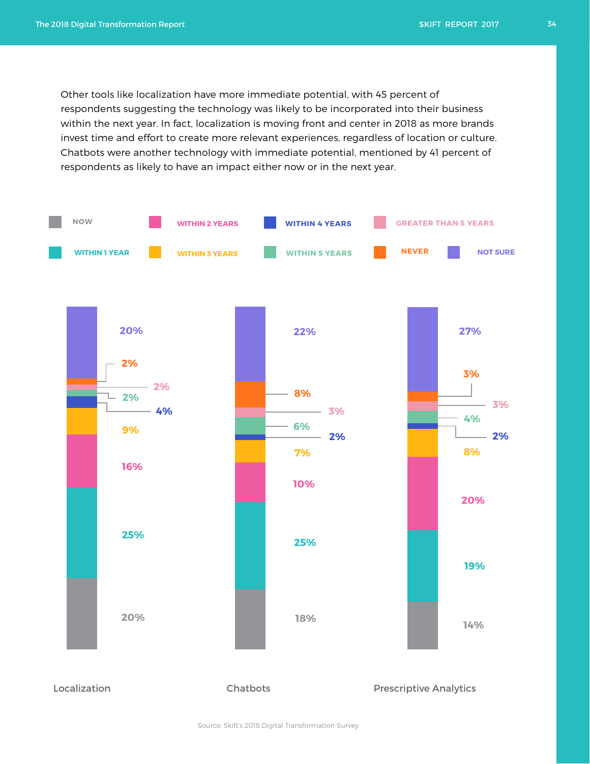Other tools like localization have more immediate potential, with 45 percent of respondents suggesting the technology was likely to be incorporated into their business within the next year. In fact, localization is moving front and center in 2018 as more brands invest time and effort to create more relevant experiences, regardless of location or culture. Chatbots were another technology with immediate potential, mentioned by 41 percent of respondents as likely to have an impact either now or in the next year.

NOW
WITHIN 1 YEAR
WITHIN 2 YEARS
WITHIN 3 YEARS
WITHIN 4 YEARS
WITHIN 5 YEARS
GREATER THAN 5 YEARS
NEVER
NOT SURE

Localization
20%
2%
2%
2%
4%
9%
16%
25%
20%

Chatbots
22%
8%
3%
6%
2%
7%
10%
25%
18%

Prescriptive Analytics
27%
3%
3%
4%
2%
8%
20%
19%
14%

Source: Skift's 2018 Digital Transformation Survey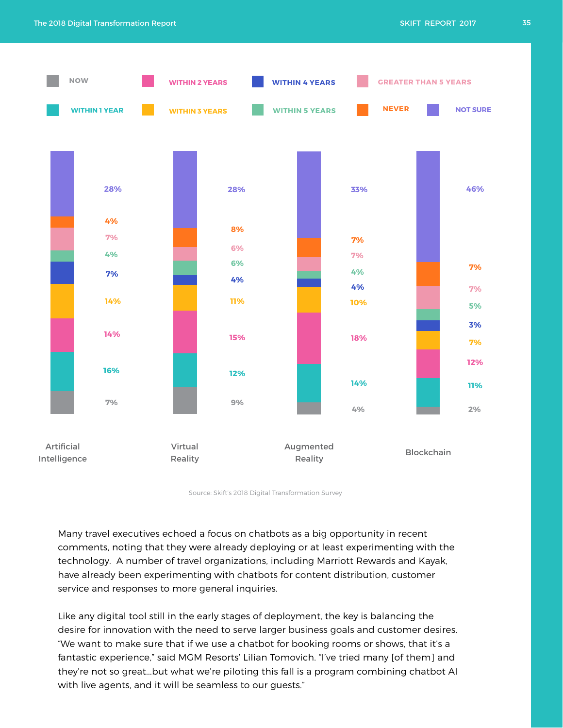NOW
WITHIN 1 YEAR
WITHIN 2 YEARS
WITHIN 3 YEARS
WITHIN 4 YEARS
WITHIN 5 YEARS
GREATER THAN 5 YEARS
NEVER
NOT SURE

Artificial Intelligence
28%
4%
7%
4%
7%
14%
14%
16%
7%

Virtual Reality
28%
8%
6%
6%
4%
11%
15%
12%
9%

Augmented Reality
33%
7%
7%
4%
4%
10%
18%
14%
4%

Blockchain
46%
7%
7%
5%
3%
7%
12%
11%
2%

Source: Skift's 2018 Digital Transformation Survey

Many travel executives echoed a focus on chatbots as a big opportunity in recent comments, noting that they were already deploying or at least experimenting with the technology. A number of travel organizations, including Marriott Rewards and Kayak, have already been experimenting with chatbots for content distribution, customer service and responses to more general inquiries.

Like any digital tool still in the early stages of deployment, the key is balancing the desire for innovation with the need to serve larger business goals and customer desires. "We want to make sure that if we use a chatbot for booking rooms or shows, that it's a fantastic experience," said MGM Resorts' Lilian Tomovich. "I've tried many [of them] and they're not so great...but what we're piloting this fall is a program combining chatbot AI with live agents, and it will be seamless to our guests."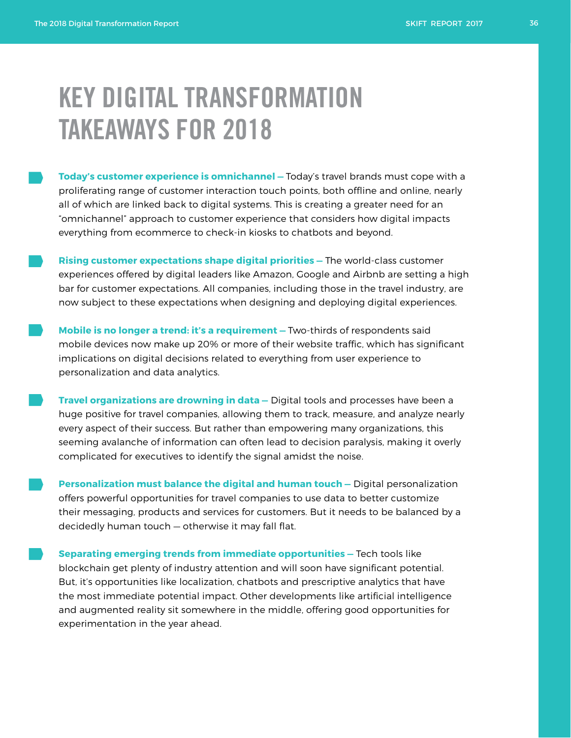# KEY DIGITAL TRANSFORMATION TAKEAWAYS FOR 2018

- **Today's customer experience is omnichannel —** Today's travel brands must cope with a proliferating range of customer interaction touch points, both offline and online, nearly all of which are linked back to digital systems. This is creating a greater need for an "omnichannel" approach to customer experience that considers how digital impacts everything from ecommerce to check-in kiosks to chatbots and beyond.

- **Rising customer expectations shape digital priorities —** The world-class customer experiences offered by digital leaders like Amazon, Google and Airbnb are setting a high bar for customer expectations. All companies, including those in the travel industry, are now subject to these expectations when designing and deploying digital experiences.

- **Mobile is no longer a trend: it's a requirement —** Two-thirds of respondents said mobile devices now make up 20% or more of their website traffic, which has significant implications on digital decisions related to everything from user experience to personalization and data analytics.

- **Travel organizations are drowning in data —** Digital tools and processes have been a huge positive for travel companies, allowing them to track, measure, and analyze nearly every aspect of their success. But rather than empowering many organizations, this seeming avalanche of information can often lead to decision paralysis, making it overly complicated for executives to identify the signal amidst the noise.

- **Personalization must balance the digital and human touch —** Digital personalization offers powerful opportunities for travel companies to use data to better customize their messaging, products and services for customers. But it needs to be balanced by a decidedly human touch — otherwise it may fall flat.

- **Separating emerging trends from immediate opportunities —** Tech tools like blockchain get plenty of industry attention and will soon have significant potential. But, it's opportunities like localization, chatbots and prescriptive analytics that have the most immediate potential impact. Other developments like artificial intelligence and augmented reality sit somewhere in the middle, offering good opportunities for experimentation in the year ahead.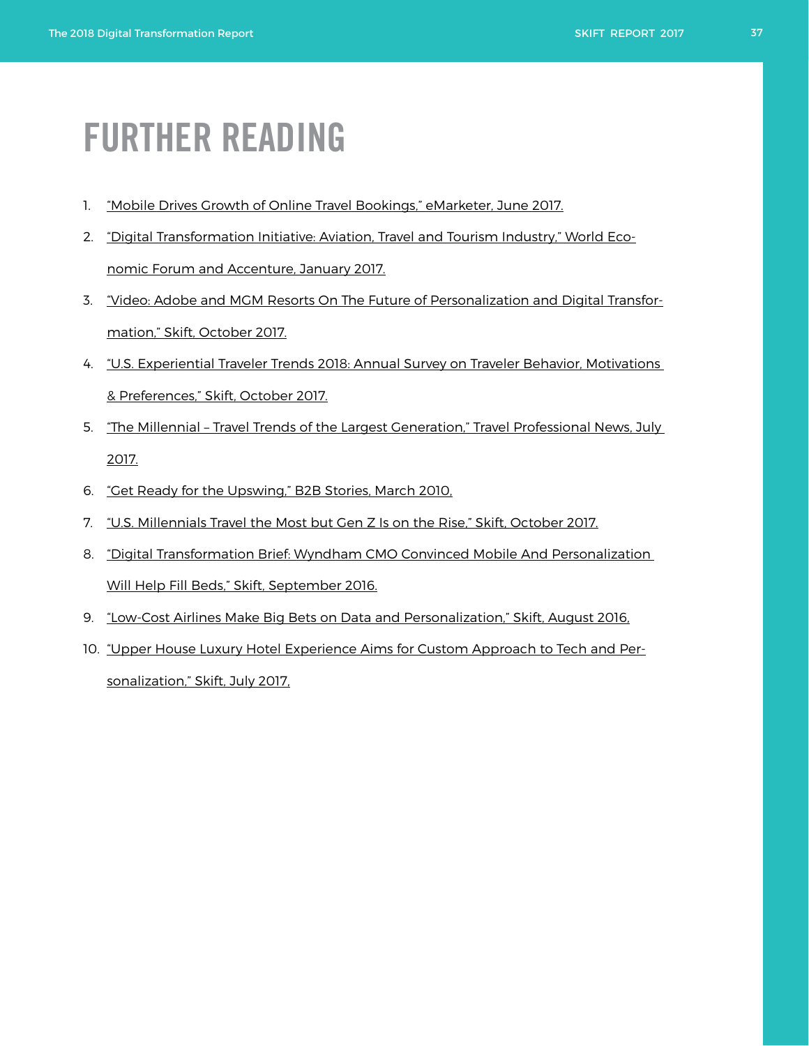# FURTHER READING

1. "Mobile Drives Growth of Online Travel Bookings," eMarketer, June 2017.
2. "Digital Transformation Initiative: Aviation, Travel and Tourism Industry," World Economic Forum and Accenture, January 2017.
3. "Video: Adobe and MGM Resorts On The Future of Personalization and Digital Transformation," Skift, October 2017.
4. "U.S. Experiential Traveler Trends 2018: Annual Survey on Traveler Behavior, Motivations & Preferences," Skift, October 2017.
5. "The Millennial – Travel Trends of the Largest Generation," Travel Professional News, July 2017.
6. "Get Ready for the Upswing," B2B Stories, March 2010.
7. "U.S. Millennials Travel the Most but Gen Z Is on the Rise," Skift, October 2017.
8. "Digital Transformation Brief: Wyndham CMO Convinced Mobile And Personalization Will Help Fill Beds," Skift, September 2016.
9. "Low-Cost Airlines Make Big Bets on Data and Personalization," Skift, August 2016.
10. "Upper House Luxury Hotel Experience Aims for Custom Approach to Tech and Personalization," Skift, July 2017.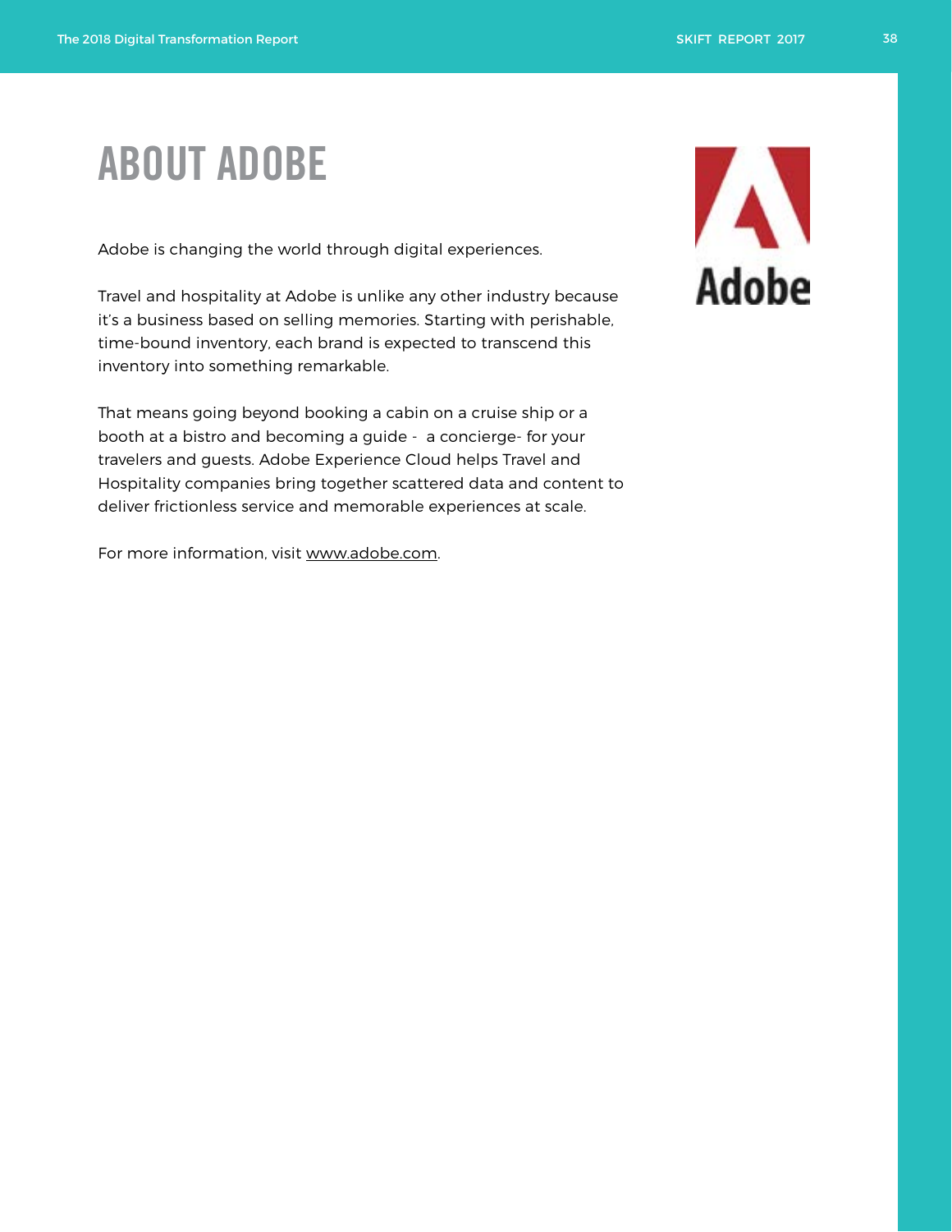# ABOUT ADOBE

Adobe is changing the world through digital experiences.

Travel and hospitality at Adobe is unlike any other industry because it's a business based on selling memories. Starting with perishable, time-bound inventory, each brand is expected to transcend this inventory into something remarkable.

That means going beyond booking a cabin on a cruise ship or a booth at a bistro and becoming a guide - a concierge- for your travelers and guests. Adobe Experience Cloud helps Travel and Hospitality companies bring together scattered data and content to deliver frictionless service and memorable experiences at scale.

For more information, visit www.adobe.com.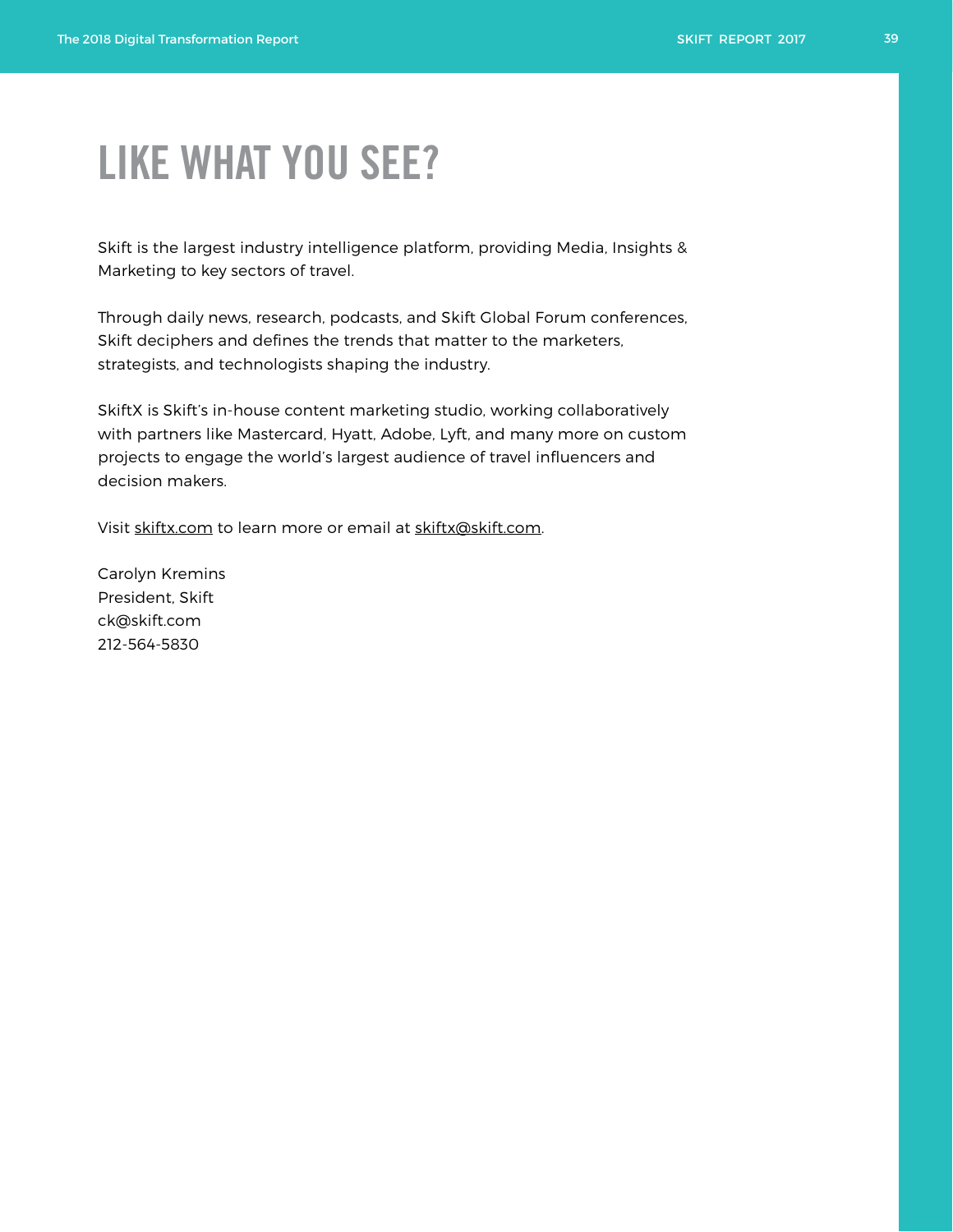# LIKE WHAT YOU SEE?

Skift is the largest industry intelligence platform, providing Media, Insights & Marketing to key sectors of travel.

Through daily news, research, podcasts, and Skift Global Forum conferences, Skift deciphers and defines the trends that matter to the marketers, strategists, and technologists shaping the industry.

SkiftX is Skift's in-house content marketing studio, working collaboratively with partners like Mastercard, Hyatt, Adobe, Lyft, and many more on custom projects to engage the world's largest audience of travel influencers and decision makers.

Visit skiftx.com to learn more or email at skiftx@skift.com.

Carolyn Kremins
President, Skift
ck@skift.com
212-564-5830